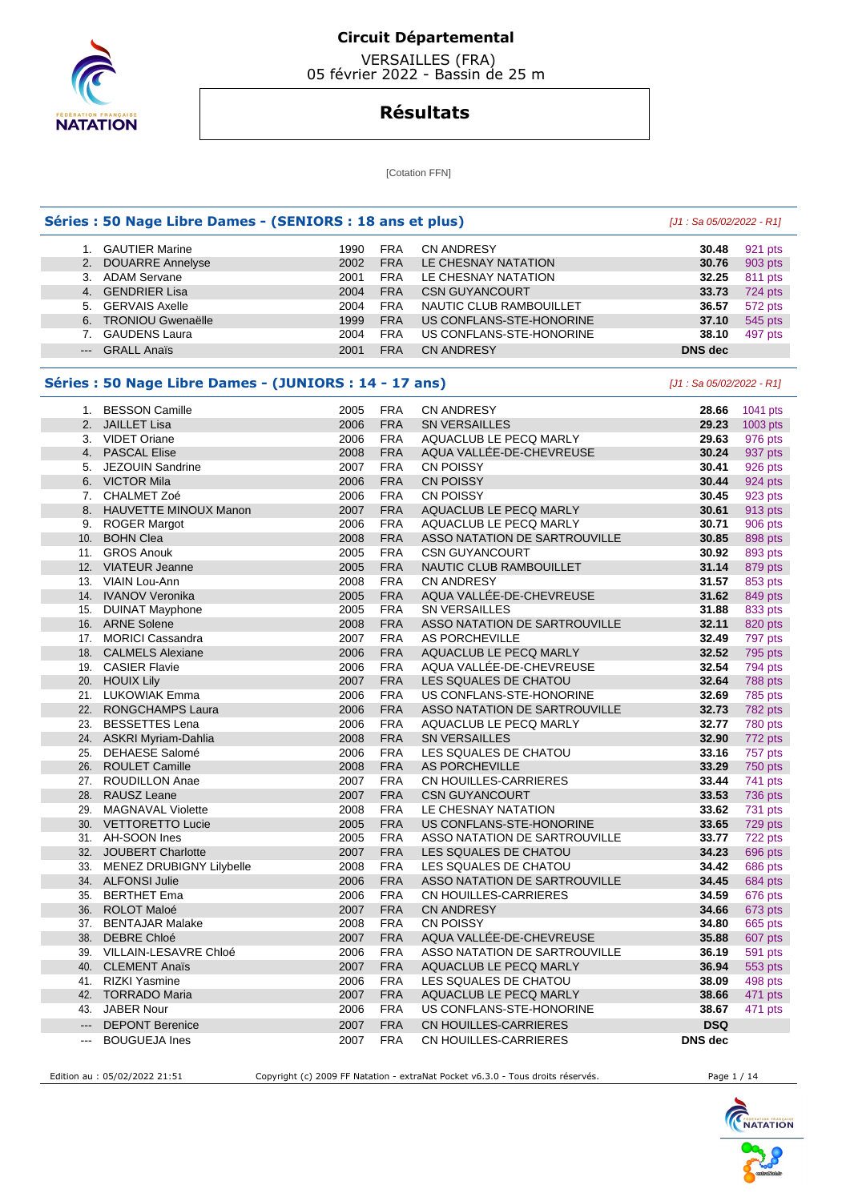# Circuit Départemental

VERSAILLES (FRA)
05 février 2022 - Bassin de 25 m

## Résultats

[Cotation FFN]

### Séries : 50 Nage Libre Dames - (SENIORS : 18 ans et plus)

*[J1 : Sa 05/02/2022 - R1]*

| Rang | Nom | Année | Nat. | Club | Temps | Points |
|---|---|---|---|---|---|---|
| 1. | GAUTIER Marine | 1990 | FRA | CN ANDRESY | 30.48 | 921 pts |
| 2. | DOUARRE Annelyse | 2002 | FRA | LE CHESNAY NATATION | 30.76 | 903 pts |
| 3. | ADAM Servane | 2001 | FRA | LE CHESNAY NATATION | 32.25 | 811 pts |
| 4. | GENDRIER Lisa | 2004 | FRA | CSN GUYANCOURT | 33.73 | 724 pts |
| 5. | GERVAIS Axelle | 2004 | FRA | NAUTIC CLUB RAMBOUILLET | 36.57 | 572 pts |
| 6. | TRONIOU Gwenaëlle | 1999 | FRA | US CONFLANS-STE-HONORINE | 37.10 | 545 pts |
| 7. | GAUDENS Laura | 2004 | FRA | US CONFLANS-STE-HONORINE | 38.10 | 497 pts |
| --- | GRALL Anaïs | 2001 | FRA | CN ANDRESY | DNS dec | |

### Séries : 50 Nage Libre Dames - (JUNIORS : 14 - 17 ans)

*[J1 : Sa 05/02/2022 - R1]*

| Rang | Nom | Année | Nat. | Club | Temps | Points |
|---|---|---|---|---|---|---|
| 1. | BESSON Camille | 2005 | FRA | CN ANDRESY | 28.66 | 1041 pts |
| 2. | JAILLET Lisa | 2006 | FRA | SN VERSAILLES | 29.23 | 1003 pts |
| 3. | VIDET Oriane | 2006 | FRA | AQUACLUB LE PECQ MARLY | 29.63 | 976 pts |
| 4. | PASCAL Elise | 2008 | FRA | AQUA VALLÉE-DE-CHEVREUSE | 30.24 | 937 pts |
| 5. | JEZOUIN Sandrine | 2007 | FRA | CN POISSY | 30.41 | 926 pts |
| 6. | VICTOR Mila | 2006 | FRA | CN POISSY | 30.44 | 924 pts |
| 7. | CHALMET Zoé | 2006 | FRA | CN POISSY | 30.45 | 923 pts |
| 8. | HAUVETTE MINOUX Manon | 2007 | FRA | AQUACLUB LE PECQ MARLY | 30.61 | 913 pts |
| 9. | ROGER Margot | 2006 | FRA | AQUACLUB LE PECQ MARLY | 30.71 | 906 pts |
| 10. | BOHN Clea | 2008 | FRA | ASSO NATATION DE SARTROUVILLE | 30.85 | 898 pts |
| 11. | GROS Anouk | 2005 | FRA | CSN GUYANCOURT | 30.92 | 893 pts |
| 12. | VIATEUR Jeanne | 2005 | FRA | NAUTIC CLUB RAMBOUILLET | 31.14 | 879 pts |
| 13. | VIAIN Lou-Ann | 2008 | FRA | CN ANDRESY | 31.57 | 853 pts |
| 14. | IVANOV Veronika | 2005 | FRA | AQUA VALLÉE-DE-CHEVREUSE | 31.62 | 849 pts |
| 15. | DUINAT Mayphone | 2005 | FRA | SN VERSAILLES | 31.88 | 833 pts |
| 16. | ARNE Solene | 2008 | FRA | ASSO NATATION DE SARTROUVILLE | 32.11 | 820 pts |
| 17. | MORICI Cassandra | 2007 | FRA | AS PORCHEVILLE | 32.49 | 797 pts |
| 18. | CALMELS Alexiane | 2006 | FRA | AQUACLUB LE PECQ MARLY | 32.52 | 795 pts |
| 19. | CASIER Flavie | 2006 | FRA | AQUA VALLÉE-DE-CHEVREUSE | 32.54 | 794 pts |
| 20. | HOUIX Lily | 2007 | FRA | LES SQUALES DE CHATOU | 32.64 | 788 pts |
| 21. | LUKOWIAK Emma | 2006 | FRA | US CONFLANS-STE-HONORINE | 32.69 | 785 pts |
| 22. | RONGCHAMPS Laura | 2006 | FRA | ASSO NATATION DE SARTROUVILLE | 32.73 | 782 pts |
| 23. | BESSETTES Lena | 2006 | FRA | AQUACLUB LE PECQ MARLY | 32.77 | 780 pts |
| 24. | ASKRI Myriam-Dahlia | 2008 | FRA | SN VERSAILLES | 32.90 | 772 pts |
| 25. | DEHAESE Salomé | 2006 | FRA | LES SQUALES DE CHATOU | 33.16 | 757 pts |
| 26. | ROULET Camille | 2008 | FRA | AS PORCHEVILLE | 33.29 | 750 pts |
| 27. | ROUDILLON Anae | 2007 | FRA | CN HOUILLES-CARRIERES | 33.44 | 741 pts |
| 28. | RAUSZ Leane | 2007 | FRA | CSN GUYANCOURT | 33.53 | 736 pts |
| 29. | MAGNAVAL Violette | 2008 | FRA | LE CHESNAY NATATION | 33.62 | 731 pts |
| 30. | VETTORETTO Lucie | 2005 | FRA | US CONFLANS-STE-HONORINE | 33.65 | 729 pts |
| 31. | AH-SOON Ines | 2005 | FRA | ASSO NATATION DE SARTROUVILLE | 33.77 | 722 pts |
| 32. | JOUBERT Charlotte | 2007 | FRA | LES SQUALES DE CHATOU | 34.23 | 696 pts |
| 33. | MENEZ DRUBIGNY Lilybelle | 2008 | FRA | LES SQUALES DE CHATOU | 34.42 | 686 pts |
| 34. | ALFONSI Julie | 2006 | FRA | ASSO NATATION DE SARTROUVILLE | 34.45 | 684 pts |
| 35. | BERTHET Ema | 2006 | FRA | CN HOUILLES-CARRIERES | 34.59 | 676 pts |
| 36. | ROLOT Maloé | 2007 | FRA | CN ANDRESY | 34.66 | 673 pts |
| 37. | BENTAJAR Malake | 2008 | FRA | CN POISSY | 34.80 | 665 pts |
| 38. | DEBRE Chloé | 2007 | FRA | AQUA VALLÉE-DE-CHEVREUSE | 35.88 | 607 pts |
| 39. | VILLAIN-LESAVRE Chloé | 2006 | FRA | ASSO NATATION DE SARTROUVILLE | 36.19 | 591 pts |
| 40. | CLEMENT Anaïs | 2007 | FRA | AQUACLUB LE PECQ MARLY | 36.94 | 553 pts |
| 41. | RIZKI Yasmine | 2006 | FRA | LES SQUALES DE CHATOU | 38.09 | 498 pts |
| 42. | TORRADO Maria | 2007 | FRA | AQUACLUB LE PECQ MARLY | 38.66 | 471 pts |
| 43. | JABER Nour | 2006 | FRA | US CONFLANS-STE-HONORINE | 38.67 | 471 pts |
| --- | DEPONT Berenice | 2007 | FRA | CN HOUILLES-CARRIERES | DSQ | |
| --- | BOUGUEJA Ines | 2007 | FRA | CN HOUILLES-CARRIERES | DNS dec | |

Edition au : 05/02/2022 21:51 — Copyright (c) 2009 FF Natation - extraNat Pocket v6.3.0 - Tous droits réservés.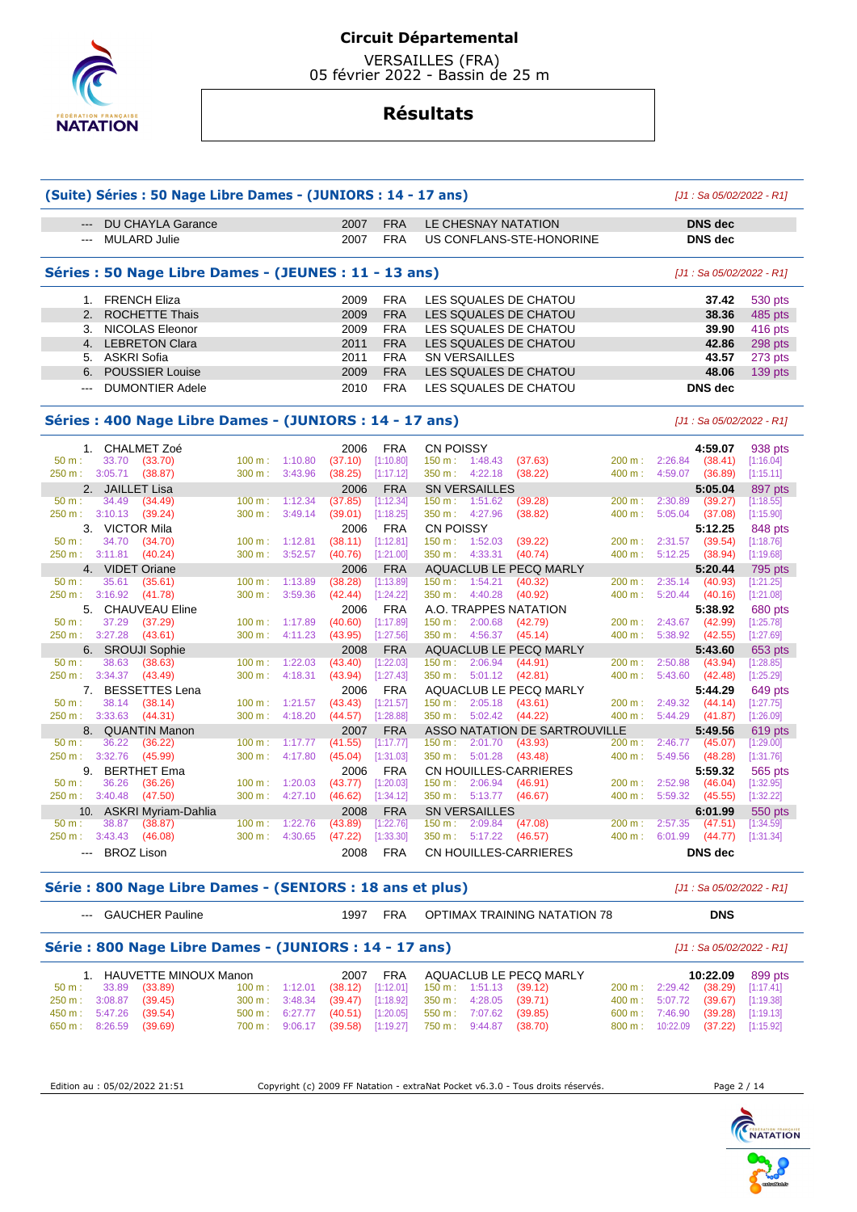# Circuit Départemental

VERSAILLES (FRA)
05 février 2022 - Bassin de 25 m

## Résultats

### (Suite) Séries : 50 Nage Libre Dames - (JUNIORS : 14 - 17 ans)

*[J1 : Sa 05/02/2022 - R1]*

| | Nom | Année | Nat. | Club | Temps | Points |
|---|---|---|---|---|---|---|
| --- | DU CHAYLA Garance | 2007 | FRA | LE CHESNAY NATATION | DNS dec | |
| --- | MULARD Julie | 2007 | FRA | US CONFLANS-STE-HONORINE | DNS dec | |

### Séries : 50 Nage Libre Dames - (JEUNES : 11 - 13 ans)

*[J1 : Sa 05/02/2022 - R1]*

| | Nom | Année | Nat. | Club | Temps | Points |
|---|---|---|---|---|---|---|
| 1. | FRENCH Eliza | 2009 | FRA | LES SQUALES DE CHATOU | 37.42 | 530 pts |
| 2. | ROCHETTE Thais | 2009 | FRA | LES SQUALES DE CHATOU | 38.36 | 485 pts |
| 3. | NICOLAS Eleonor | 2009 | FRA | LES SQUALES DE CHATOU | 39.90 | 416 pts |
| 4. | LEBRETON Clara | 2011 | FRA | LES SQUALES DE CHATOU | 42.86 | 298 pts |
| 5. | ASKRI Sofia | 2011 | FRA | SN VERSAILLES | 43.57 | 273 pts |
| 6. | POUSSIER Louise | 2009 | FRA | LES SQUALES DE CHATOU | 48.06 | 139 pts |
| --- | DUMONTIER Adele | 2010 | FRA | LES SQUALES DE CHATOU | DNS dec | |

### Séries : 400 Nage Libre Dames - (JUNIORS : 14 - 17 ans)

*[J1 : Sa 05/02/2022 - R1]*

| | Nom | Année | Nat. | Club | Temps | Points |
|---|---|---|---|---|---|---|
| 1. | CHALMET Zoé | 2006 | FRA | CN POISSY | 4:59.07 | 938 pts |
| 2. | JAILLET Lisa | 2006 | FRA | SN VERSAILLES | 5:05.04 | 897 pts |
| 3. | VICTOR Mila | 2006 | FRA | CN POISSY | 5:12.25 | 848 pts |
| 4. | VIDET Oriane | 2006 | FRA | AQUACLUB LE PECQ MARLY | 5:20.44 | 795 pts |
| 5. | CHAUVEAU Eline | 2006 | FRA | A.O. TRAPPES NATATION | 5:38.92 | 680 pts |
| 6. | SROUJI Sophie | 2008 | FRA | AQUACLUB LE PECQ MARLY | 5:43.60 | 653 pts |
| 7. | BESSETTES Lena | 2006 | FRA | AQUACLUB LE PECQ MARLY | 5:44.29 | 649 pts |
| 8. | QUANTIN Manon | 2007 | FRA | ASSO NATATION DE SARTROUVILLE | 5:49.56 | 619 pts |
| 9. | BERTHET Ema | 2006 | FRA | CN HOUILLES-CARRIERES | 5:59.32 | 565 pts |
| 10. | ASKRI Myriam-Dahlia | 2008 | FRA | SN VERSAILLES | 6:01.99 | 550 pts |
| --- | BROZ Lison | 2008 | FRA | CN HOUILLES-CARRIERES | DNS dec | |

Temps de passage :

| Nageuse | 50 m | 100 m | 150 m | 200 m | 250 m | 300 m | 350 m | 400 m |
|---|---|---|---|---|---|---|---|---|
| CHALMET Zoé | 33.70 (33.70) | 1:10.80 (37.10) [1:10.80] | 1:48.43 (37.63) | 2:26.84 (38.41) [1:16.04] | 3:05.71 (38.87) | 3:43.96 (38.25) [1:17.12] | 4:22.18 (38.22) | 4:59.07 (36.89) [1:15.11] |
| JAILLET Lisa | 34.49 (34.49) | 1:12.34 (37.85) [1:12.34] | 1:51.62 (39.28) | 2:30.89 (39.27) [1:18.55] | 3:10.13 (39.24) | 3:49.14 (39.01) [1:18.25] | 4:27.96 (38.82) | 5:05.04 (37.08) [1:15.90] |
| VICTOR Mila | 34.70 (34.70) | 1:12.81 (38.11) [1:12.81] | 1:52.03 (39.22) | 2:31.57 (39.54) [1:18.76] | 3:11.81 (40.24) | 3:52.57 (40.76) [1:21.00] | 4:33.31 (40.74) | 5:12.25 (38.94) [1:19.68] |
| VIDET Oriane | 35.61 (35.61) | 1:13.89 (38.28) [1:13.89] | 1:54.21 (40.32) | 2:35.14 (40.93) [1:21.25] | 3:16.92 (41.78) | 3:59.36 (42.44) [1:24.22] | 4:40.28 (40.92) | 5:20.44 (40.16) [1:21.08] |
| CHAUVEAU Eline | 37.29 (37.29) | 1:17.89 (40.60) [1:17.89] | 2:00.68 (42.79) | 2:43.67 (42.99) [1:25.78] | 3:27.28 (43.61) | 4:11.23 (43.95) [1:27.56] | 4:56.37 (45.14) | 5:38.92 (42.55) [1:27.69] |
| SROUJI Sophie | 38.63 (38.63) | 1:22.03 (43.40) [1:22.03] | 2:06.94 (44.91) | 2:50.88 (43.94) [1:28.85] | 3:34.37 (43.49) | 4:18.31 (43.94) [1:27.43] | 5:01.12 (42.81) | 5:43.60 (42.48) [1:25.29] |
| BESSETTES Lena | 38.14 (38.14) | 1:21.57 (43.43) [1:21.57] | 2:05.18 (43.61) | 2:49.32 (44.14) [1:27.75] | 3:33.63 (44.31) | 4:18.20 (44.57) [1:28.88] | 5:02.42 (44.22) | 5:44.29 (41.87) [1:26.09] |
| QUANTIN Manon | 36.22 (36.22) | 1:17.77 (41.55) [1:17.77] | 2:01.70 (43.93) | 2:46.77 (45.07) [1:29.00] | 3:32.76 (45.99) | 4:17.80 (45.04) [1:31.03] | 5:01.28 (43.48) | 5:49.56 (48.28) [1:31.76] |
| BERTHET Ema | 36.26 (36.26) | 1:20.03 (43.77) [1:20.03] | 2:06.94 (46.91) | 2:52.98 (46.04) [1:32.95] | 3:40.48 (47.50) | 4:27.10 (46.62) [1:34.12] | 5:13.77 (46.67) | 5:59.32 (45.55) [1:32.22] |
| ASKRI Myriam-Dahlia | 38.87 (38.87) | 1:22.76 (43.89) [1:22.76] | 2:09.84 (47.08) | 2:57.35 (47.51) [1:34.59] | 3:43.43 (46.08) | 4:30.65 (47.22) [1:33.30] | 5:17.22 (46.57) | 6:01.99 (44.77) [1:31.34] |

### Série : 800 Nage Libre Dames - (SENIORS : 18 ans et plus)

*[J1 : Sa 05/02/2022 - R1]*

| | Nom | Année | Nat. | Club | Temps |
|---|---|---|---|---|---|
| --- | GAUCHER Pauline | 1997 | FRA | OPTIMAX TRAINING NATATION 78 | DNS |

### Série : 800 Nage Libre Dames - (JUNIORS : 14 - 17 ans)

*[J1 : Sa 05/02/2022 - R1]*

| | Nom | Année | Nat. | Club | Temps | Points |
|---|---|---|---|---|---|---|
| 1. | HAUVETTE MINOUX Manon | 2007 | FRA | AQUACLUB LE PECQ MARLY | 10:22.09 | 899 pts |

Temps de passage :

| Distance | Temps | Distance | Temps | Distance | Temps | Distance | Temps |
|---|---|---|---|---|---|---|---|
| 50 m | 33.89 (33.89) | 100 m | 1:12.01 (38.12) [1:12.01] | 150 m | 1:51.13 (39.12) | 200 m | 2:29.42 (38.29) [1:17.41] |
| 250 m | 3:08.87 (39.45) | 300 m | 3:48.34 (39.47) [1:18.92] | 350 m | 4:28.05 (39.71) | 400 m | 5:07.72 (39.67) [1:19.38] |
| 450 m | 5:47.26 (39.54) | 500 m | 6:27.77 (40.51) [1:20.05] | 550 m | 7:07.62 (39.85) | 600 m | 7:46.90 (39.28) [1:19.13] |
| 650 m | 8:26.59 (39.69) | 700 m | 9:06.17 (39.58) [1:19.27] | 750 m | 9:44.87 (38.70) | 800 m | 10:22.09 (37.22) [1:15.92] |

Edition au : 05/02/2022 21:51 — Copyright (c) 2009 FF Natation - extraNat Pocket v6.3.0 - Tous droits réservés.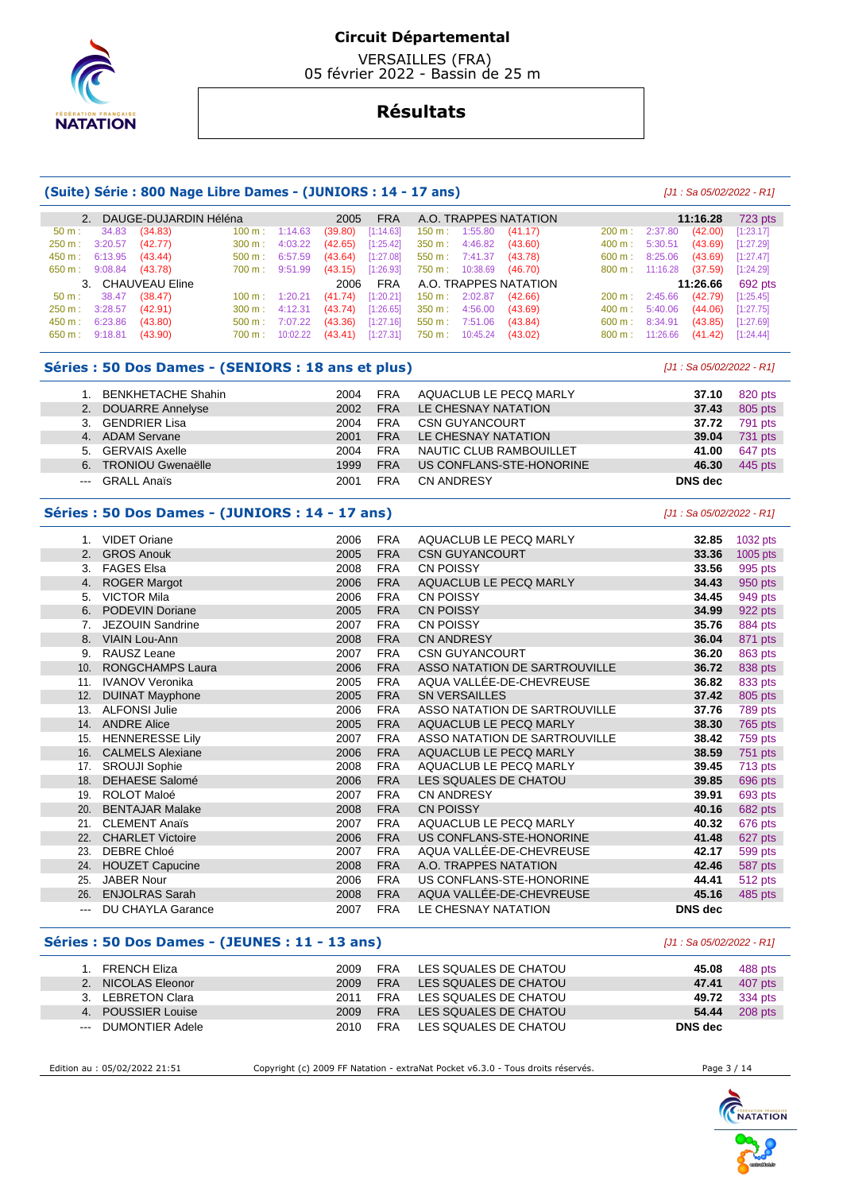# Circuit Départemental

VERSAILLES (FRA)
05 février 2022 - Bassin de 25 m

## Résultats

### (Suite) Série : 800 Nage Libre Dames - (JUNIORS : 14 - 17 ans)

*[J1 : Sa 05/02/2022 - R1]*

| | Nom | Année | Nat. | Club | Temps | Points |
|---|---|---|---|---|---|---|
| 2. | DAUGE-DUJARDIN Héléna | 2005 | FRA | A.O. TRAPPES NATATION | 11:16.28 | 723 pts |

| Dist. | Temps | Passage | Dist. | Temps | Passage | Cumul | Dist. | Temps | Passage | Dist. | Temps | Passage | Cumul |
|---|---|---|---|---|---|---|---|---|---|---|---|---|---|
| 50 m : | 34.83 | (34.83) | 100 m : | 1:14.63 | (39.80) | [1:14.63] | 150 m : | 1:55.80 | (41.17) | 200 m : | 2:37.80 | (42.00) | [1:23.17] |
| 250 m : | 3:20.57 | (42.77) | 300 m : | 4:03.22 | (42.65) | [1:25.42] | 350 m : | 4:46.82 | (43.60) | 400 m : | 5:30.51 | (43.69) | [1:27.29] |
| 450 m : | 6:13.95 | (43.44) | 500 m : | 6:57.59 | (43.64) | [1:27.08] | 550 m : | 7:41.37 | (43.78) | 600 m : | 8:25.06 | (43.69) | [1:27.47] |
| 650 m : | 9:08.84 | (43.78) | 700 m : | 9:51.99 | (43.15) | [1:26.93] | 750 m : | 10:38.69 | (46.70) | 800 m : | 11:16.28 | (37.59) | [1:24.29] |

| | Nom | Année | Nat. | Club | Temps | Points |
|---|---|---|---|---|---|---|
| 3. | CHAUVEAU Eline | 2006 | FRA | A.O. TRAPPES NATATION | 11:26.66 | 692 pts |

| Dist. | Temps | Passage | Dist. | Temps | Passage | Cumul | Dist. | Temps | Passage | Dist. | Temps | Passage | Cumul |
|---|---|---|---|---|---|---|---|---|---|---|---|---|---|
| 50 m : | 38.47 | (38.47) | 100 m : | 1:20.21 | (41.74) | [1:20.21] | 150 m : | 2:02.87 | (42.66) | 200 m : | 2:45.66 | (42.79) | [1:25.45] |
| 250 m : | 3:28.57 | (42.91) | 300 m : | 4:12.31 | (43.74) | [1:26.65] | 350 m : | 4:56.00 | (43.69) | 400 m : | 5:40.06 | (44.06) | [1:27.75] |
| 450 m : | 6:23.86 | (43.80) | 500 m : | 7:07.22 | (43.36) | [1:27.16] | 550 m : | 7:51.06 | (43.84) | 600 m : | 8:34.91 | (43.85) | [1:27.69] |
| 650 m : | 9:18.81 | (43.90) | 700 m : | 10:02.22 | (43.41) | [1:27.31] | 750 m : | 10:45.24 | (43.02) | 800 m : | 11:26.66 | (41.42) | [1:24.44] |

### Séries : 50 Dos Dames - (SENIORS : 18 ans et plus)

*[J1 : Sa 05/02/2022 - R1]*

| | Nom | Année | Nat. | Club | Temps | Points |
|---|---|---|---|---|---|---|
| 1. | BENKHETACHE Shahin | 2004 | FRA | AQUACLUB LE PECQ MARLY | 37.10 | 820 pts |
| 2. | DOUARRE Annelyse | 2002 | FRA | LE CHESNAY NATATION | 37.43 | 805 pts |
| 3. | GENDRIER Lisa | 2004 | FRA | CSN GUYANCOURT | 37.72 | 791 pts |
| 4. | ADAM Servane | 2001 | FRA | LE CHESNAY NATATION | 39.04 | 731 pts |
| 5. | GERVAIS Axelle | 2004 | FRA | NAUTIC CLUB RAMBOUILLET | 41.00 | 647 pts |
| 6. | TRONIOU Gwenaëlle | 1999 | FRA | US CONFLANS-STE-HONORINE | 46.30 | 445 pts |
| --- | GRALL Anaïs | 2001 | FRA | CN ANDRESY | DNS dec | |

### Séries : 50 Dos Dames - (JUNIORS : 14 - 17 ans)

*[J1 : Sa 05/02/2022 - R1]*

| | Nom | Année | Nat. | Club | Temps | Points |
|---|---|---|---|---|---|---|
| 1. | VIDET Oriane | 2006 | FRA | AQUACLUB LE PECQ MARLY | 32.85 | 1032 pts |
| 2. | GROS Anouk | 2005 | FRA | CSN GUYANCOURT | 33.36 | 1005 pts |
| 3. | FAGES Elsa | 2008 | FRA | CN POISSY | 33.56 | 995 pts |
| 4. | ROGER Margot | 2006 | FRA | AQUACLUB LE PECQ MARLY | 34.43 | 950 pts |
| 5. | VICTOR Mila | 2006 | FRA | CN POISSY | 34.45 | 949 pts |
| 6. | PODEVIN Doriane | 2005 | FRA | CN POISSY | 34.99 | 922 pts |
| 7. | JEZOUIN Sandrine | 2007 | FRA | CN POISSY | 35.76 | 884 pts |
| 8. | VIAIN Lou-Ann | 2008 | FRA | CN ANDRESY | 36.04 | 871 pts |
| 9. | RAUSZ Leane | 2007 | FRA | CSN GUYANCOURT | 36.20 | 863 pts |
| 10. | RONGCHAMPS Laura | 2006 | FRA | ASSO NATATION DE SARTROUVILLE | 36.72 | 838 pts |
| 11. | IVANOV Veronika | 2005 | FRA | AQUA VALLÉE-DE-CHEVREUSE | 36.82 | 833 pts |
| 12. | DUINAT Mayphone | 2005 | FRA | SN VERSAILLES | 37.42 | 805 pts |
| 13. | ALFONSI Julie | 2006 | FRA | ASSO NATATION DE SARTROUVILLE | 37.76 | 789 pts |
| 14. | ANDRE Alice | 2005 | FRA | AQUACLUB LE PECQ MARLY | 38.30 | 765 pts |
| 15. | HENNERESSE Lily | 2007 | FRA | ASSO NATATION DE SARTROUVILLE | 38.42 | 759 pts |
| 16. | CALMELS Alexiane | 2006 | FRA | AQUACLUB LE PECQ MARLY | 38.59 | 751 pts |
| 17. | SROUJI Sophie | 2008 | FRA | AQUACLUB LE PECQ MARLY | 39.45 | 713 pts |
| 18. | DEHAESE Salomé | 2006 | FRA | LES SQUALES DE CHATOU | 39.85 | 696 pts |
| 19. | ROLOT Maloé | 2007 | FRA | CN ANDRESY | 39.91 | 693 pts |
| 20. | BENTAJAR Malake | 2008 | FRA | CN POISSY | 40.16 | 682 pts |
| 21. | CLEMENT Anaïs | 2007 | FRA | AQUACLUB LE PECQ MARLY | 40.32 | 676 pts |
| 22. | CHARLET Victoire | 2006 | FRA | US CONFLANS-STE-HONORINE | 41.48 | 627 pts |
| 23. | DEBRE Chloé | 2007 | FRA | AQUA VALLÉE-DE-CHEVREUSE | 42.17 | 599 pts |
| 24. | HOUZET Capucine | 2008 | FRA | A.O. TRAPPES NATATION | 42.46 | 587 pts |
| 25. | JABER Nour | 2006 | FRA | US CONFLANS-STE-HONORINE | 44.41 | 512 pts |
| 26. | ENJOLRAS Sarah | 2008 | FRA | AQUA VALLÉE-DE-CHEVREUSE | 45.16 | 485 pts |
| --- | DU CHAYLA Garance | 2007 | FRA | LE CHESNAY NATATION | DNS dec | |

### Séries : 50 Dos Dames - (JEUNES : 11 - 13 ans)

*[J1 : Sa 05/02/2022 - R1]*

| | Nom | Année | Nat. | Club | Temps | Points |
|---|---|---|---|---|---|---|
| 1. | FRENCH Eliza | 2009 | FRA | LES SQUALES DE CHATOU | 45.08 | 488 pts |
| 2. | NICOLAS Eleonor | 2009 | FRA | LES SQUALES DE CHATOU | 47.41 | 407 pts |
| 3. | LEBRETON Clara | 2011 | FRA | LES SQUALES DE CHATOU | 49.72 | 334 pts |
| 4. | POUSSIER Louise | 2009 | FRA | LES SQUALES DE CHATOU | 54.44 | 208 pts |
| --- | DUMONTIER Adele | 2010 | FRA | LES SQUALES DE CHATOU | DNS dec | |

Edition au : 05/02/2022 21:51 — Copyright (c) 2009 FF Natation - extraNat Pocket v6.3.0 - Tous droits réservés.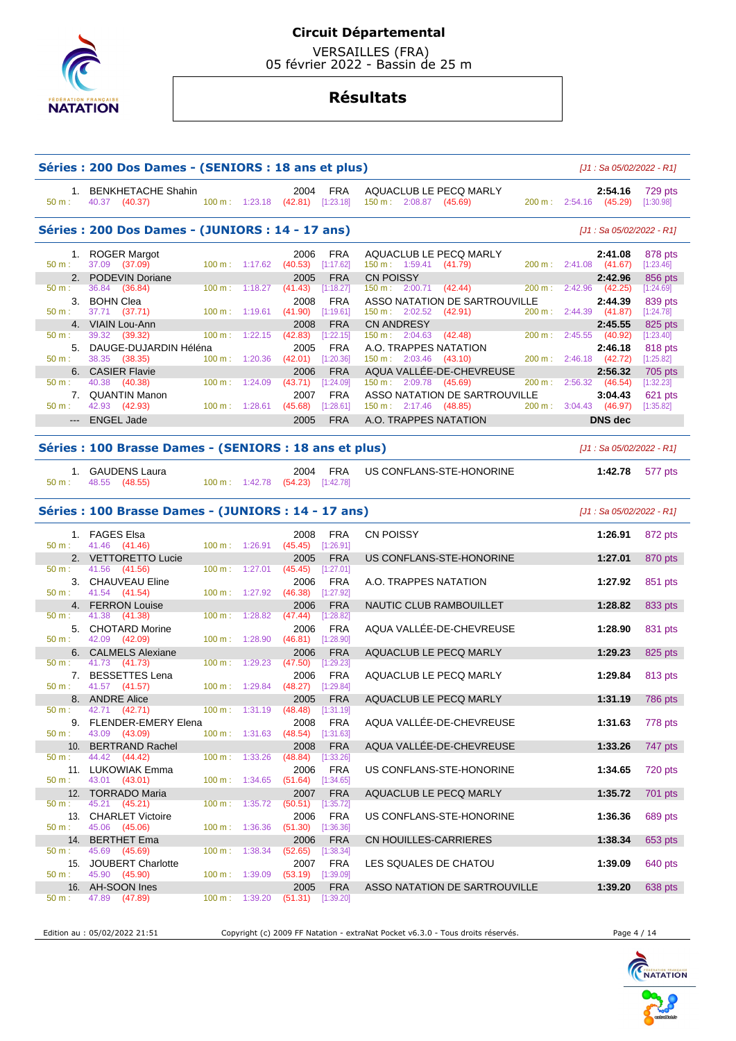# Circuit Départemental

VERSAILLES (FRA)
05 février 2022 - Bassin de 25 m

## Résultats

### Séries : 200 Dos Dames - (SENIORS : 18 ans et plus)

*[J1 : Sa 05/02/2022 - R1]*

| Rang | Nom | Année | Nat. | Club | Temps | Points |
|---|---|---|---|---|---|---|
| 1. | BENKHETACHE Shahin | 2004 | FRA | AQUACLUB LE PECQ MARLY | 2:54.16 | 729 pts |
| | 50 m : 40.37 (40.37) — 100 m : 1:23.18 (42.81) [1:23.18] — 150 m : 2:08.87 (45.69) — 200 m : 2:54.16 (45.29) [1:30.98] | | | | | |

### Séries : 200 Dos Dames - (JUNIORS : 14 - 17 ans)

*[J1 : Sa 05/02/2022 - R1]*

| Rang | Nom | Année | Nat. | Club | Temps | Points |
|---|---|---|---|---|---|---|
| 1. | ROGER Margot | 2006 | FRA | AQUACLUB LE PECQ MARLY | 2:41.08 | 878 pts |
| | 50 m : 37.09 (37.09) — 100 m : 1:17.62 (40.53) [1:17.62] — 150 m : 1:59.41 (41.79) — 200 m : 2:41.08 (41.67) [1:23.46] | | | | | |
| 2. | PODEVIN Doriane | 2005 | FRA | CN POISSY | 2:42.96 | 856 pts |
| | 50 m : 36.84 (36.84) — 100 m : 1:18.27 (41.43) [1:18.27] — 150 m : 2:00.71 (42.44) — 200 m : 2:42.96 (42.25) [1:24.69] | | | | | |
| 3. | BOHN Clea | 2008 | FRA | ASSO NATATION DE SARTROUVILLE | 2:44.39 | 839 pts |
| | 50 m : 37.71 (37.71) — 100 m : 1:19.61 (41.90) [1:19.61] — 150 m : 2:02.52 (42.91) — 200 m : 2:44.39 (41.87) [1:24.78] | | | | | |
| 4. | VIAIN Lou-Ann | 2008 | FRA | CN ANDRESY | 2:45.55 | 825 pts |
| | 50 m : 39.32 (39.32) — 100 m : 1:22.15 (42.83) [1:22.15] — 150 m : 2:04.63 (42.48) — 200 m : 2:45.55 (40.92) [1:23.40] | | | | | |
| 5. | DAUGE-DUJARDIN Héléna | 2005 | FRA | A.O. TRAPPES NATATION | 2:46.18 | 818 pts |
| | 50 m : 38.35 (38.35) — 100 m : 1:20.36 (42.01) [1:20.36] — 150 m : 2:03.46 (43.10) — 200 m : 2:46.18 (42.72) [1:25.82] | | | | | |
| 6. | CASIER Flavie | 2006 | FRA | AQUA VALLÉE-DE-CHEVREUSE | 2:56.32 | 705 pts |
| | 50 m : 40.38 (40.38) — 100 m : 1:24.09 (43.71) [1:24.09] — 150 m : 2:09.78 (45.69) — 200 m : 2:56.32 (46.54) [1:32.23] | | | | | |
| 7. | QUANTIN Manon | 2007 | FRA | ASSO NATATION DE SARTROUVILLE | 3:04.43 | 621 pts |
| | 50 m : 42.93 (42.93) — 100 m : 1:28.61 (45.68) [1:28.61] — 150 m : 2:17.46 (48.85) — 200 m : 3:04.43 (46.97) [1:35.82] | | | | | |
| --- | ENGEL Jade | 2005 | FRA | A.O. TRAPPES NATATION | DNS dec | |

### Séries : 100 Brasse Dames - (SENIORS : 18 ans et plus)

*[J1 : Sa 05/02/2022 - R1]*

| Rang | Nom | Année | Nat. | Club | Temps | Points |
|---|---|---|---|---|---|---|
| 1. | GAUDENS Laura | 2004 | FRA | US CONFLANS-STE-HONORINE | 1:42.78 | 577 pts |
| | 50 m : 48.55 (48.55) — 100 m : 1:42.78 (54.23) [1:42.78] | | | | | |

### Séries : 100 Brasse Dames - (JUNIORS : 14 - 17 ans)

*[J1 : Sa 05/02/2022 - R1]*

| Rang | Nom | Année | Nat. | Club | Temps | Points |
|---|---|---|---|---|---|---|
| 1. | FAGES Elsa | 2008 | FRA | CN POISSY | 1:26.91 | 872 pts |
| | 50 m : 41.46 (41.46) — 100 m : 1:26.91 (45.45) [1:26.91] | | | | | |
| 2. | VETTORETTO Lucie | 2005 | FRA | US CONFLANS-STE-HONORINE | 1:27.01 | 870 pts |
| | 50 m : 41.56 (41.56) — 100 m : 1:27.01 (45.45) [1:27.01] | | | | | |
| 3. | CHAUVEAU Eline | 2006 | FRA | A.O. TRAPPES NATATION | 1:27.92 | 851 pts |
| | 50 m : 41.54 (41.54) — 100 m : 1:27.92 (46.38) [1:27.92] | | | | | |
| 4. | FERRON Louise | 2006 | FRA | NAUTIC CLUB RAMBOUILLET | 1:28.82 | 833 pts |
| | 50 m : 41.38 (41.38) — 100 m : 1:28.82 (47.44) [1:28.82] | | | | | |
| 5. | CHOTARD Morine | 2006 | FRA | AQUA VALLÉE-DE-CHEVREUSE | 1:28.90 | 831 pts |
| | 50 m : 42.09 (42.09) — 100 m : 1:28.90 (46.81) [1:28.90] | | | | | |
| 6. | CALMELS Alexiane | 2006 | FRA | AQUACLUB LE PECQ MARLY | 1:29.23 | 825 pts |
| | 50 m : 41.73 (41.73) — 100 m : 1:29.23 (47.50) [1:29.23] | | | | | |
| 7. | BESSETTES Lena | 2006 | FRA | AQUACLUB LE PECQ MARLY | 1:29.84 | 813 pts |
| | 50 m : 41.57 (41.57) — 100 m : 1:29.84 (48.27) [1:29.84] | | | | | |
| 8. | ANDRE Alice | 2005 | FRA | AQUACLUB LE PECQ MARLY | 1:31.19 | 786 pts |
| | 50 m : 42.71 (42.71) — 100 m : 1:31.19 (48.48) [1:31.19] | | | | | |
| 9. | FLENDER-EMERY Elena | 2008 | FRA | AQUA VALLÉE-DE-CHEVREUSE | 1:31.63 | 778 pts |
| | 50 m : 43.09 (43.09) — 100 m : 1:31.63 (48.54) [1:31.63] | | | | | |
| 10. | BERTRAND Rachel | 2008 | FRA | AQUA VALLÉE-DE-CHEVREUSE | 1:33.26 | 747 pts |
| | 50 m : 44.42 (44.42) — 100 m : 1:33.26 (48.84) [1:33.26] | | | | | |
| 11. | LUKOWIAK Emma | 2006 | FRA | US CONFLANS-STE-HONORINE | 1:34.65 | 720 pts |
| | 50 m : 43.01 (43.01) — 100 m : 1:34.65 (51.64) [1:34.65] | | | | | |
| 12. | TORRADO Maria | 2007 | FRA | AQUACLUB LE PECQ MARLY | 1:35.72 | 701 pts |
| | 50 m : 45.21 (45.21) — 100 m : 1:35.72 (50.51) [1:35.72] | | | | | |
| 13. | CHARLET Victoire | 2006 | FRA | US CONFLANS-STE-HONORINE | 1:36.36 | 689 pts |
| | 50 m : 45.06 (45.06) — 100 m : 1:36.36 (51.30) [1:36.36] | | | | | |
| 14. | BERTHET Ema | 2006 | FRA | CN HOUILLES-CARRIERES | 1:38.34 | 653 pts |
| | 50 m : 45.69 (45.69) — 100 m : 1:38.34 (52.65) [1:38.34] | | | | | |
| 15. | JOUBERT Charlotte | 2007 | FRA | LES SQUALES DE CHATOU | 1:39.09 | 640 pts |
| | 50 m : 45.90 (45.90) — 100 m : 1:39.09 (53.19) [1:39.09] | | | | | |
| 16. | AH-SOON Ines | 2005 | FRA | ASSO NATATION DE SARTROUVILLE | 1:39.20 | 638 pts |
| | 50 m : 47.89 (47.89) — 100 m : 1:39.20 (51.31) [1:39.20] | | | | | |

Edition au : 05/02/2022 21:51 — Copyright (c) 2009 FF Natation - extraNat Pocket v6.3.0 - Tous droits réservés.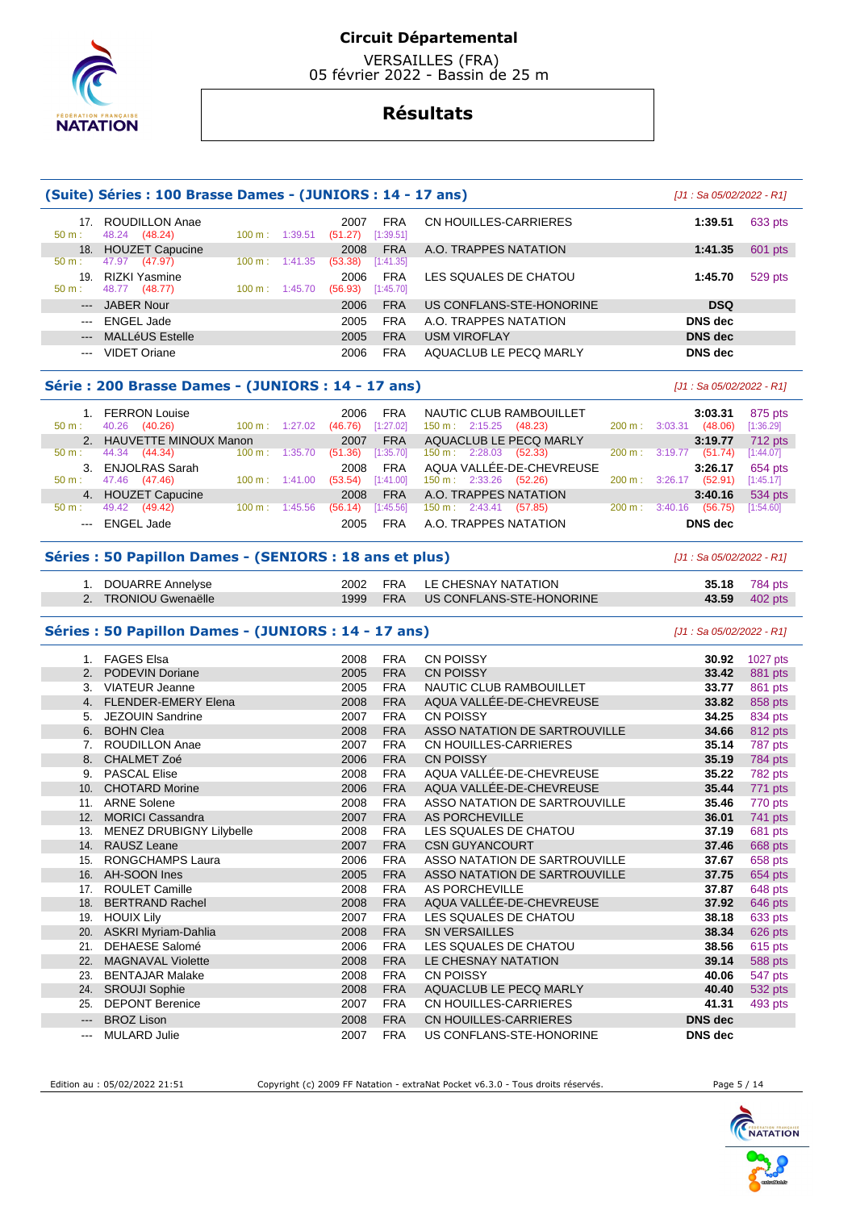# Circuit Départemental

VERSAILLES (FRA)
05 février 2022 - Bassin de 25 m

## Résultats

### (Suite) Séries : 100 Brasse Dames - (JUNIORS : 14 - 17 ans)

*[J1 : Sa 05/02/2022 - R1]*

| Rg | Nom | Année | Nat | Club | Temps | Points |
|---|---|---|---|---|---|---|
| 17. | ROUDILLON Anae | 2007 | FRA | CN HOUILLES-CARRIERES | 1:39.51 | 633 pts |
| | 50 m : 48.24 (48.24) — 100 m : 1:39.51 (51.27) [1:39.51] | | | | | |
| 18. | HOUZET Capucine | 2008 | FRA | A.O. TRAPPES NATATION | 1:41.35 | 601 pts |
| | 50 m : 47.97 (47.97) — 100 m : 1:41.35 (53.38) [1:41.35] | | | | | |
| 19. | RIZKI Yasmine | 2006 | FRA | LES SQUALES DE CHATOU | 1:45.70 | 529 pts |
| | 50 m : 48.77 (48.77) — 100 m : 1:45.70 (56.93) [1:45.70] | | | | | |
| --- | JABER Nour | 2006 | FRA | US CONFLANS-STE-HONORINE | DSQ | |
| --- | ENGEL Jade | 2005 | FRA | A.O. TRAPPES NATATION | DNS dec | |
| --- | MALLéUS Estelle | 2005 | FRA | USM VIROFLAY | DNS dec | |
| --- | VIDET Oriane | 2006 | FRA | AQUACLUB LE PECQ MARLY | DNS dec | |

### Série : 200 Brasse Dames - (JUNIORS : 14 - 17 ans)

*[J1 : Sa 05/02/2022 - R1]*

| Rg | Nom | Année | Nat | Club | Temps | Points |
|---|---|---|---|---|---|---|
| 1. | FERRON Louise | 2006 | FRA | NAUTIC CLUB RAMBOUILLET | 3:03.31 | 875 pts |
| | 50 m : 40.26 (40.26) — 100 m : 1:27.02 (46.76) [1:27.02] — 150 m : 2:15.25 (48.23) — 200 m : 3:03.31 (48.06) [1:36.29] | | | | | |
| 2. | HAUVETTE MINOUX Manon | 2007 | FRA | AQUACLUB LE PECQ MARLY | 3:19.77 | 712 pts |
| | 50 m : 44.34 (44.34) — 100 m : 1:35.70 (51.36) [1:35.70] — 150 m : 2:28.03 (52.33) — 200 m : 3:19.77 (51.74) [1:44.07] | | | | | |
| 3. | ENJOLRAS Sarah | 2008 | FRA | AQUA VALLÉE-DE-CHEVREUSE | 3:26.17 | 654 pts |
| | 50 m : 47.46 (47.46) — 100 m : 1:41.00 (53.54) [1:41.00] — 150 m : 2:33.26 (52.26) — 200 m : 3:26.17 (52.91) [1:45.17] | | | | | |
| 4. | HOUZET Capucine | 2008 | FRA | A.O. TRAPPES NATATION | 3:40.16 | 534 pts |
| | 50 m : 49.42 (49.42) — 100 m : 1:45.56 (56.14) [1:45.56] — 150 m : 2:43.41 (57.85) — 200 m : 3:40.16 (56.75) [1:54.60] | | | | | |
| --- | ENGEL Jade | 2005 | FRA | A.O. TRAPPES NATATION | DNS dec | |

### Séries : 50 Papillon Dames - (SENIORS : 18 ans et plus)

*[J1 : Sa 05/02/2022 - R1]*

| Rg | Nom | Année | Nat | Club | Temps | Points |
|---|---|---|---|---|---|---|
| 1. | DOUARRE Annelyse | 2002 | FRA | LE CHESNAY NATATION | 35.18 | 784 pts |
| 2. | TRONIOU Gwenaëlle | 1999 | FRA | US CONFLANS-STE-HONORINE | 43.59 | 402 pts |

### Séries : 50 Papillon Dames - (JUNIORS : 14 - 17 ans)

*[J1 : Sa 05/02/2022 - R1]*

| Rg | Nom | Année | Nat | Club | Temps | Points |
|---|---|---|---|---|---|---|
| 1. | FAGES Elsa | 2008 | FRA | CN POISSY | 30.92 | 1027 pts |
| 2. | PODEVIN Doriane | 2005 | FRA | CN POISSY | 33.42 | 881 pts |
| 3. | VIATEUR Jeanne | 2005 | FRA | NAUTIC CLUB RAMBOUILLET | 33.77 | 861 pts |
| 4. | FLENDER-EMERY Elena | 2008 | FRA | AQUA VALLÉE-DE-CHEVREUSE | 33.82 | 858 pts |
| 5. | JEZOUIN Sandrine | 2007 | FRA | CN POISSY | 34.25 | 834 pts |
| 6. | BOHN Clea | 2008 | FRA | ASSO NATATION DE SARTROUVILLE | 34.66 | 812 pts |
| 7. | ROUDILLON Anae | 2007 | FRA | CN HOUILLES-CARRIERES | 35.14 | 787 pts |
| 8. | CHALMET Zoé | 2006 | FRA | CN POISSY | 35.19 | 784 pts |
| 9. | PASCAL Elise | 2008 | FRA | AQUA VALLÉE-DE-CHEVREUSE | 35.22 | 782 pts |
| 10. | CHOTARD Morine | 2006 | FRA | AQUA VALLÉE-DE-CHEVREUSE | 35.44 | 771 pts |
| 11. | ARNE Solene | 2008 | FRA | ASSO NATATION DE SARTROUVILLE | 35.46 | 770 pts |
| 12. | MORICI Cassandra | 2007 | FRA | AS PORCHEVILLE | 36.01 | 741 pts |
| 13. | MENEZ DRUBIGNY Lilybelle | 2008 | FRA | LES SQUALES DE CHATOU | 37.19 | 681 pts |
| 14. | RAUSZ Leane | 2007 | FRA | CSN GUYANCOURT | 37.46 | 668 pts |
| 15. | RONGCHAMPS Laura | 2006 | FRA | ASSO NATATION DE SARTROUVILLE | 37.67 | 658 pts |
| 16. | AH-SOON Ines | 2005 | FRA | ASSO NATATION DE SARTROUVILLE | 37.75 | 654 pts |
| 17. | ROULET Camille | 2008 | FRA | AS PORCHEVILLE | 37.87 | 648 pts |
| 18. | BERTRAND Rachel | 2008 | FRA | AQUA VALLÉE-DE-CHEVREUSE | 37.92 | 646 pts |
| 19. | HOUIX Lily | 2007 | FRA | LES SQUALES DE CHATOU | 38.18 | 633 pts |
| 20. | ASKRI Myriam-Dahlia | 2008 | FRA | SN VERSAILLES | 38.34 | 626 pts |
| 21. | DEHAESE Salomé | 2006 | FRA | LES SQUALES DE CHATOU | 38.56 | 615 pts |
| 22. | MAGNAVAL Violette | 2008 | FRA | LE CHESNAY NATATION | 39.14 | 588 pts |
| 23. | BENTAJAR Malake | 2008 | FRA | CN POISSY | 40.06 | 547 pts |
| 24. | SROUJI Sophie | 2008 | FRA | AQUACLUB LE PECQ MARLY | 40.40 | 532 pts |
| 25. | DEPONT Berenice | 2007 | FRA | CN HOUILLES-CARRIERES | 41.31 | 493 pts |
| --- | BROZ Lison | 2008 | FRA | CN HOUILLES-CARRIERES | DNS dec | |
| --- | MULARD Julie | 2007 | FRA | US CONFLANS-STE-HONORINE | DNS dec | |

Edition au : 05/02/2022 21:51 — Copyright (c) 2009 FF Natation - extraNat Pocket v6.3.0 - Tous droits réservés.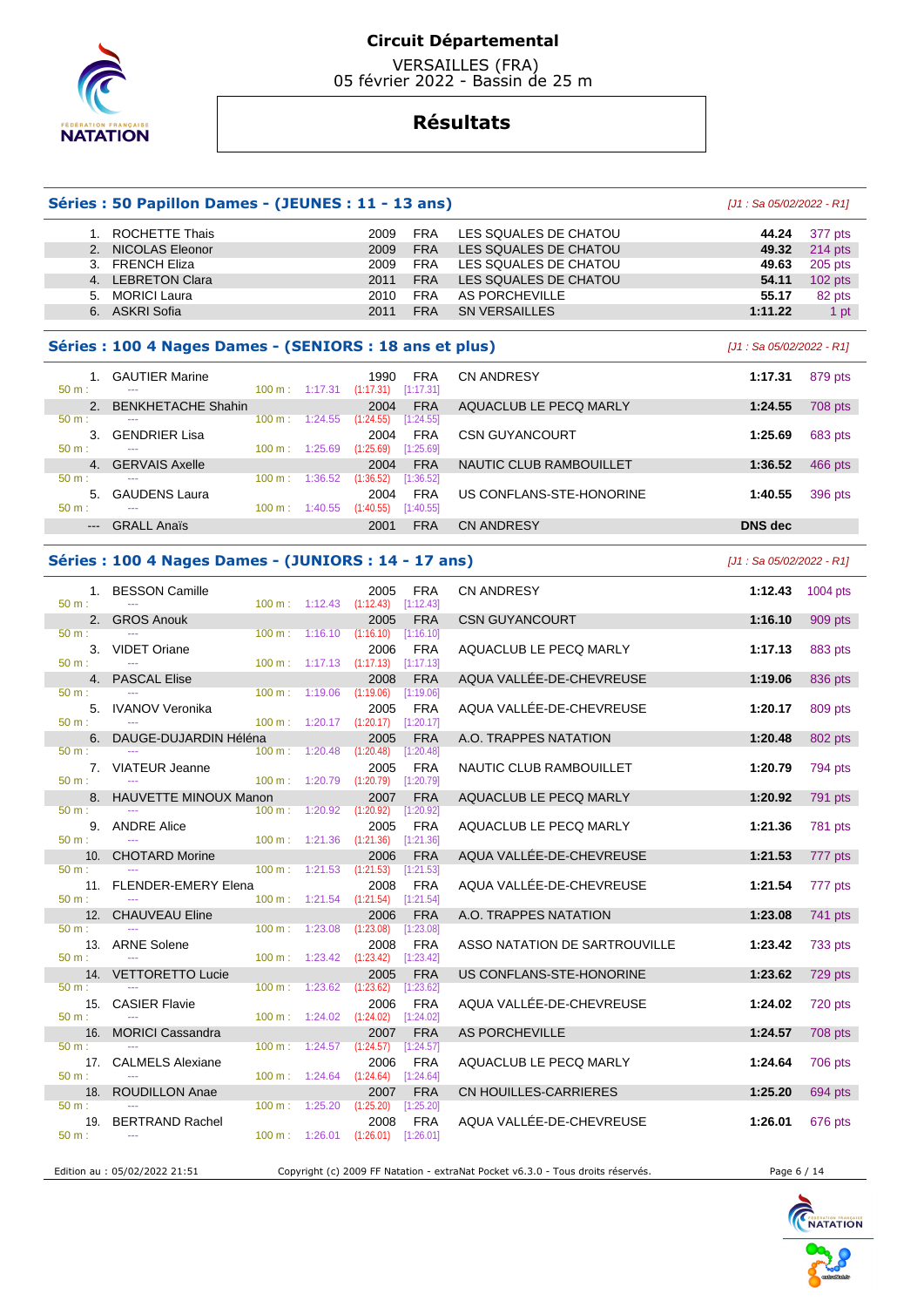# Circuit Départemental

VERSAILLES (FRA)
05 février 2022 - Bassin de 25 m

## Résultats

### Séries : 50 Papillon Dames - (JEUNES : 11 - 13 ans)

*[J1 : Sa 05/02/2022 - R1]*

| Rang | Nom | Année | Nat. | Club | Temps | Points |
|---|---|---|---|---|---|---|
| 1. | ROCHETTE Thais | 2009 | FRA | LES SQUALES DE CHATOU | 44.24 | 377 pts |
| 2. | NICOLAS Eleonor | 2009 | FRA | LES SQUALES DE CHATOU | 49.32 | 214 pts |
| 3. | FRENCH Eliza | 2009 | FRA | LES SQUALES DE CHATOU | 49.63 | 205 pts |
| 4. | LEBRETON Clara | 2011 | FRA | LES SQUALES DE CHATOU | 54.11 | 102 pts |
| 5. | MORICI Laura | 2010 | FRA | AS PORCHEVILLE | 55.17 | 82 pts |
| 6. | ASKRI Sofia | 2011 | FRA | SN VERSAILLES | 1:11.22 | 1 pt |

### Séries : 100 4 Nages Dames - (SENIORS : 18 ans et plus)

*[J1 : Sa 05/02/2022 - R1]*

| Rang | Nom | Année | Nat. | Club | Temps | Points |
|---|---|---|---|---|---|---|
| 1. | GAUTIER Marine | 1990 | FRA | CN ANDRESY | 1:17.31 | 879 pts |
| | 50 m : --- / 100 m : 1:17.31 (1:17.31) [1:17.31] | | | | | |
| 2. | BENKHETACHE Shahin | 2004 | FRA | AQUACLUB LE PECQ MARLY | 1:24.55 | 708 pts |
| | 50 m : --- / 100 m : 1:24.55 (1:24.55) [1:24.55] | | | | | |
| 3. | GENDRIER Lisa | 2004 | FRA | CSN GUYANCOURT | 1:25.69 | 683 pts |
| | 50 m : --- / 100 m : 1:25.69 (1:25.69) [1:25.69] | | | | | |
| 4. | GERVAIS Axelle | 2004 | FRA | NAUTIC CLUB RAMBOUILLET | 1:36.52 | 466 pts |
| | 50 m : --- / 100 m : 1:36.52 (1:36.52) [1:36.52] | | | | | |
| 5. | GAUDENS Laura | 2004 | FRA | US CONFLANS-STE-HONORINE | 1:40.55 | 396 pts |
| | 50 m : --- / 100 m : 1:40.55 (1:40.55) [1:40.55] | | | | | |
| --- | GRALL Anaïs | 2001 | FRA | CN ANDRESY | DNS dec | |

### Séries : 100 4 Nages Dames - (JUNIORS : 14 - 17 ans)

*[J1 : Sa 05/02/2022 - R1]*

| Rang | Nom | Année | Nat. | Club | Temps | Points |
|---|---|---|---|---|---|---|
| 1. | BESSON Camille | 2005 | FRA | CN ANDRESY | 1:12.43 | 1004 pts |
| | 50 m : --- / 100 m : 1:12.43 (1:12.43) [1:12.43] | | | | | |
| 2. | GROS Anouk | 2005 | FRA | CSN GUYANCOURT | 1:16.10 | 909 pts |
| | 50 m : --- / 100 m : 1:16.10 (1:16.10) [1:16.10] | | | | | |
| 3. | VIDET Oriane | 2006 | FRA | AQUACLUB LE PECQ MARLY | 1:17.13 | 883 pts |
| | 50 m : --- / 100 m : 1:17.13 (1:17.13) [1:17.13] | | | | | |
| 4. | PASCAL Elise | 2008 | FRA | AQUA VALLÉE-DE-CHEVREUSE | 1:19.06 | 836 pts |
| | 50 m : --- / 100 m : 1:19.06 (1:19.06) [1:19.06] | | | | | |
| 5. | IVANOV Veronika | 2005 | FRA | AQUA VALLÉE-DE-CHEVREUSE | 1:20.17 | 809 pts |
| | 50 m : --- / 100 m : 1:20.17 (1:20.17) [1:20.17] | | | | | |
| 6. | DAUGE-DUJARDIN Héléna | 2005 | FRA | A.O. TRAPPES NATATION | 1:20.48 | 802 pts |
| | 50 m : --- / 100 m : 1:20.48 (1:20.48) [1:20.48] | | | | | |
| 7. | VIATEUR Jeanne | 2005 | FRA | NAUTIC CLUB RAMBOUILLET | 1:20.79 | 794 pts |
| | 50 m : --- / 100 m : 1:20.79 (1:20.79) [1:20.79] | | | | | |
| 8. | HAUVETTE MINOUX Manon | 2007 | FRA | AQUACLUB LE PECQ MARLY | 1:20.92 | 791 pts |
| | 50 m : --- / 100 m : 1:20.92 (1:20.92) [1:20.92] | | | | | |
| 9. | ANDRE Alice | 2005 | FRA | AQUACLUB LE PECQ MARLY | 1:21.36 | 781 pts |
| | 50 m : --- / 100 m : 1:21.36 (1:21.36) [1:21.36] | | | | | |
| 10. | CHOTARD Morine | 2006 | FRA | AQUA VALLÉE-DE-CHEVREUSE | 1:21.53 | 777 pts |
| | 50 m : --- / 100 m : 1:21.53 (1:21.53) [1:21.53] | | | | | |
| 11. | FLENDER-EMERY Elena | 2008 | FRA | AQUA VALLÉE-DE-CHEVREUSE | 1:21.54 | 777 pts |
| | 50 m : --- / 100 m : 1:21.54 (1:21.54) [1:21.54] | | | | | |
| 12. | CHAUVEAU Eline | 2006 | FRA | A.O. TRAPPES NATATION | 1:23.08 | 741 pts |
| | 50 m : --- / 100 m : 1:23.08 (1:23.08) [1:23.08] | | | | | |
| 13. | ARNE Solene | 2008 | FRA | ASSO NATATION DE SARTROUVILLE | 1:23.42 | 733 pts |
| | 50 m : --- / 100 m : 1:23.42 (1:23.42) [1:23.42] | | | | | |
| 14. | VETTORETTO Lucie | 2005 | FRA | US CONFLANS-STE-HONORINE | 1:23.62 | 729 pts |
| | 50 m : --- / 100 m : 1:23.62 (1:23.62) [1:23.62] | | | | | |
| 15. | CASIER Flavie | 2006 | FRA | AQUA VALLÉE-DE-CHEVREUSE | 1:24.02 | 720 pts |
| | 50 m : --- / 100 m : 1:24.02 (1:24.02) [1:24.02] | | | | | |
| 16. | MORICI Cassandra | 2007 | FRA | AS PORCHEVILLE | 1:24.57 | 708 pts |
| | 50 m : --- / 100 m : 1:24.57 (1:24.57) [1:24.57] | | | | | |
| 17. | CALMELS Alexiane | 2006 | FRA | AQUACLUB LE PECQ MARLY | 1:24.64 | 706 pts |
| | 50 m : --- / 100 m : 1:24.64 (1:24.64) [1:24.64] | | | | | |
| 18. | ROUDILLON Anae | 2007 | FRA | CN HOUILLES-CARRIERES | 1:25.20 | 694 pts |
| | 50 m : --- / 100 m : 1:25.20 (1:25.20) [1:25.20] | | | | | |
| 19. | BERTRAND Rachel | 2008 | FRA | AQUA VALLÉE-DE-CHEVREUSE | 1:26.01 | 676 pts |
| | 50 m : --- / 100 m : 1:26.01 (1:26.01) [1:26.01] | | | | | |

Edition au : 05/02/2022 21:51 — Copyright (c) 2009 FF Natation - extraNat Pocket v6.3.0 - Tous droits réservés.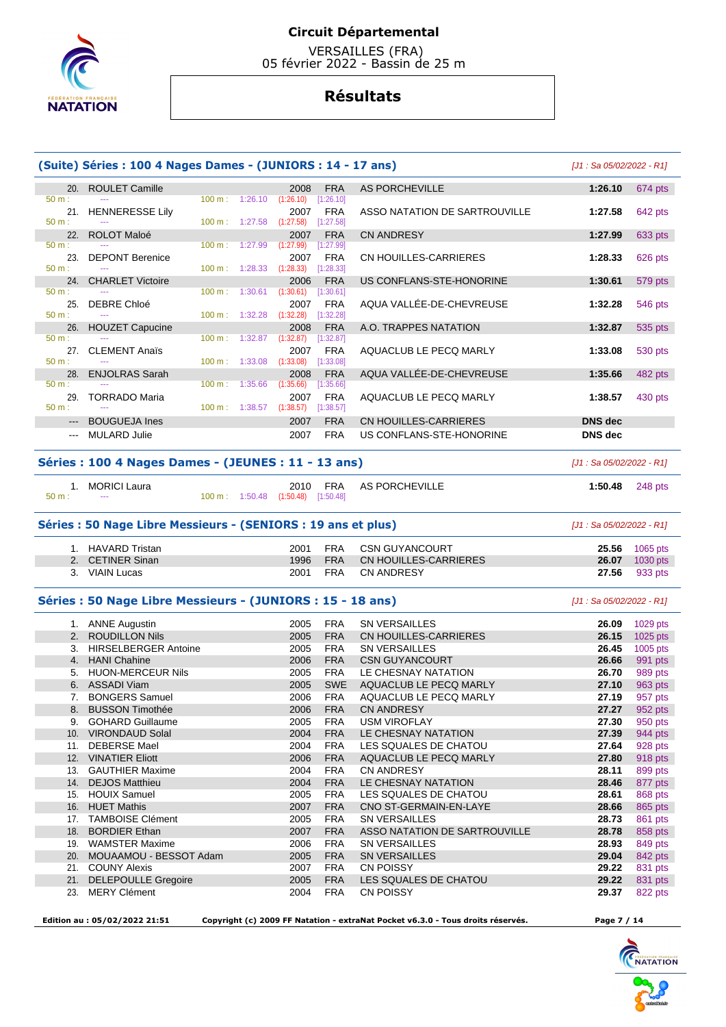# Circuit Départemental

VERSAILLES (FRA)
05 février 2022 - Bassin de 25 m

## Résultats

### (Suite) Séries : 100 4 Nages Dames - (JUNIORS : 14 - 17 ans)

*[J1 : Sa 05/02/2022 - R1]*

| Rang | Nom | Année | Nat. | Club | Temps | Points |
|---|---|---|---|---|---|---|
| 20. | ROULET Camille | 2008 | FRA | AS PORCHEVILLE | 1:26.10 | 674 pts |
| | 50 m : --- 100 m : 1:26.10 (1:26.10) [1:26.10] | | | | | |
| 21. | HENNERESSE Lily | 2007 | FRA | ASSO NATATION DE SARTROUVILLE | 1:27.58 | 642 pts |
| | 50 m : --- 100 m : 1:27.58 (1:27.58) [1:27.58] | | | | | |
| 22. | ROLOT Maloé | 2007 | FRA | CN ANDRESY | 1:27.99 | 633 pts |
| | 50 m : --- 100 m : 1:27.99 (1:27.99) [1:27.99] | | | | | |
| 23. | DEPONT Berenice | 2007 | FRA | CN HOUILLES-CARRIERES | 1:28.33 | 626 pts |
| | 50 m : --- 100 m : 1:28.33 (1:28.33) [1:28.33] | | | | | |
| 24. | CHARLET Victoire | 2006 | FRA | US CONFLANS-STE-HONORINE | 1:30.61 | 579 pts |
| | 50 m : --- 100 m : 1:30.61 (1:30.61) [1:30.61] | | | | | |
| 25. | DEBRE Chloé | 2007 | FRA | AQUA VALLÉE-DE-CHEVREUSE | 1:32.28 | 546 pts |
| | 50 m : --- 100 m : 1:32.28 (1:32.28) [1:32.28] | | | | | |
| 26. | HOUZET Capucine | 2008 | FRA | A.O. TRAPPES NATATION | 1:32.87 | 535 pts |
| | 50 m : --- 100 m : 1:32.87 (1:32.87) [1:32.87] | | | | | |
| 27. | CLEMENT Anaïs | 2007 | FRA | AQUACLUB LE PECQ MARLY | 1:33.08 | 530 pts |
| | 50 m : --- 100 m : 1:33.08 (1:33.08) [1:33.08] | | | | | |
| 28. | ENJOLRAS Sarah | 2008 | FRA | AQUA VALLÉE-DE-CHEVREUSE | 1:35.66 | 482 pts |
| | 50 m : --- 100 m : 1:35.66 (1:35.66) [1:35.66] | | | | | |
| 29. | TORRADO Maria | 2007 | FRA | AQUACLUB LE PECQ MARLY | 1:38.57 | 430 pts |
| | 50 m : --- 100 m : 1:38.57 (1:38.57) [1:38.57] | | | | | |
| --- | BOUGUEJA Ines | 2007 | FRA | CN HOUILLES-CARRIERES | DNS dec | |
| --- | MULARD Julie | 2007 | FRA | US CONFLANS-STE-HONORINE | DNS dec | |

### Séries : 100 4 Nages Dames - (JEUNES : 11 - 13 ans)

*[J1 : Sa 05/02/2022 - R1]*

| Rang | Nom | Année | Nat. | Club | Temps | Points |
|---|---|---|---|---|---|---|
| 1. | MORICI Laura | 2010 | FRA | AS PORCHEVILLE | 1:50.48 | 248 pts |
| | 50 m : --- 100 m : 1:50.48 (1:50.48) [1:50.48] | | | | | |

### Séries : 50 Nage Libre Messieurs - (SENIORS : 19 ans et plus)

*[J1 : Sa 05/02/2022 - R1]*

| Rang | Nom | Année | Nat. | Club | Temps | Points |
|---|---|---|---|---|---|---|
| 1. | HAVARD Tristan | 2001 | FRA | CSN GUYANCOURT | 25.56 | 1065 pts |
| 2. | CETINER Sinan | 1996 | FRA | CN HOUILLES-CARRIERES | 26.07 | 1030 pts |
| 3. | VIAIN Lucas | 2001 | FRA | CN ANDRESY | 27.56 | 933 pts |

### Séries : 50 Nage Libre Messieurs - (JUNIORS : 15 - 18 ans)

*[J1 : Sa 05/02/2022 - R1]*

| Rang | Nom | Année | Nat. | Club | Temps | Points |
|---|---|---|---|---|---|---|
| 1. | ANNE Augustin | 2005 | FRA | SN VERSAILLES | 26.09 | 1029 pts |
| 2. | ROUDILLON Nils | 2005 | FRA | CN HOUILLES-CARRIERES | 26.15 | 1025 pts |
| 3. | HIRSELBERGER Antoine | 2005 | FRA | SN VERSAILLES | 26.45 | 1005 pts |
| 4. | HANI Chahine | 2006 | FRA | CSN GUYANCOURT | 26.66 | 991 pts |
| 5. | HUON-MERCEUR Nils | 2005 | FRA | LE CHESNAY NATATION | 26.70 | 989 pts |
| 6. | ASSADI Viam | 2005 | SWE | AQUACLUB LE PECQ MARLY | 27.10 | 963 pts |
| 7. | BONGERS Samuel | 2006 | FRA | AQUACLUB LE PECQ MARLY | 27.19 | 957 pts |
| 8. | BUSSON Timothée | 2006 | FRA | CN ANDRESY | 27.27 | 952 pts |
| 9. | GOHARD Guillaume | 2005 | FRA | USM VIROFLAY | 27.30 | 950 pts |
| 10. | VIRONDAUD Solal | 2004 | FRA | LE CHESNAY NATATION | 27.39 | 944 pts |
| 11. | DEBERSE Mael | 2004 | FRA | LES SQUALES DE CHATOU | 27.64 | 928 pts |
| 12. | VINATIER Eliott | 2006 | FRA | AQUACLUB LE PECQ MARLY | 27.80 | 918 pts |
| 13. | GAUTHIER Maxime | 2004 | FRA | CN ANDRESY | 28.11 | 899 pts |
| 14. | DEJOS Matthieu | 2004 | FRA | LE CHESNAY NATATION | 28.46 | 877 pts |
| 15. | HOUIX Samuel | 2005 | FRA | LES SQUALES DE CHATOU | 28.61 | 868 pts |
| 16. | HUET Mathis | 2007 | FRA | CNO ST-GERMAIN-EN-LAYE | 28.66 | 865 pts |
| 17. | TAMBOISE Clément | 2005 | FRA | SN VERSAILLES | 28.73 | 861 pts |
| 18. | BORDIER Ethan | 2007 | FRA | ASSO NATATION DE SARTROUVILLE | 28.78 | 858 pts |
| 19. | WAMSTER Maxime | 2006 | FRA | SN VERSAILLES | 28.93 | 849 pts |
| 20. | MOUAAMOU - BESSOT Adam | 2005 | FRA | SN VERSAILLES | 29.04 | 842 pts |
| 21. | COUNY Alexis | 2007 | FRA | CN POISSY | 29.22 | 831 pts |
| 21. | DELEPOULLE Gregoire | 2005 | FRA | LES SQUALES DE CHATOU | 29.22 | 831 pts |
| 23. | MERY Clément | 2004 | FRA | CN POISSY | 29.37 | 822 pts |

Edition au : 05/02/2022 21:51    Copyright (c) 2009 FF Natation - extraNat Pocket v6.3.0 - Tous droits réservés.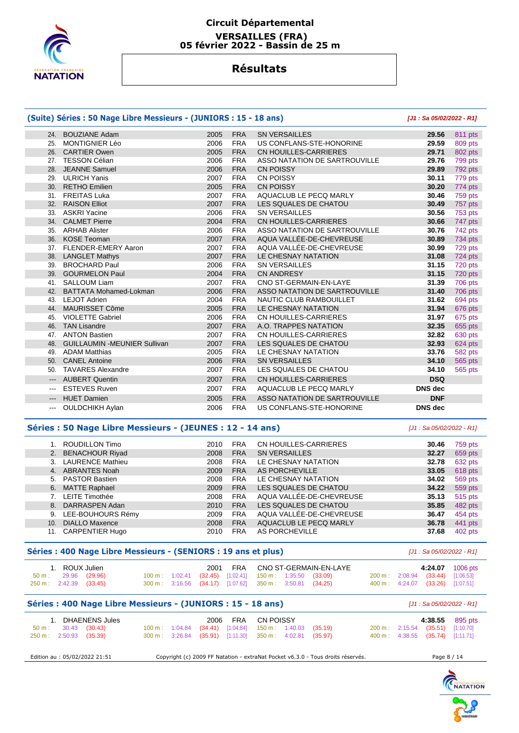# Circuit Départemental

**VERSAILLES (FRA)**
**05 février 2022 - Bassin de 25 m**

## Résultats

### (Suite) Séries : 50 Nage Libre Messieurs - (JUNIORS : 15 - 18 ans)

*[J1 : Sa 05/02/2022 - R1]*

| Rang | Nom | Année | Nat. | Club | Temps | Points |
|---|---|---|---|---|---|---|
| 24. | BOUZIANE Adam | 2005 | FRA | SN VERSAILLES | **29.56** | 811 pts |
| 25. | MONTIGNIER Léo | 2006 | FRA | US CONFLANS-STE-HONORINE | **29.59** | 809 pts |
| 26. | CARTIER Owen | 2005 | FRA | CN HOUILLES-CARRIERES | **29.71** | 802 pts |
| 27. | TESSON Célian | 2006 | FRA | ASSO NATATION DE SARTROUVILLE | **29.76** | 799 pts |
| 28. | JEANNE Samuel | 2006 | FRA | CN POISSY | **29.89** | 792 pts |
| 29. | ULRICH Yanis | 2007 | FRA | CN POISSY | **30.11** | 779 pts |
| 30. | RETHO Emilien | 2005 | FRA | CN POISSY | **30.20** | 774 pts |
| 31. | FREITAS Luka | 2007 | FRA | AQUACLUB LE PECQ MARLY | **30.46** | 759 pts |
| 32. | RAISON Elliot | 2007 | FRA | LES SQUALES DE CHATOU | **30.49** | 757 pts |
| 33. | ASKRI Yacine | 2006 | FRA | SN VERSAILLES | **30.56** | 753 pts |
| 34. | CALMET Pierre | 2004 | FRA | CN HOUILLES-CARRIERES | **30.66** | 747 pts |
| 35. | ARHAB Alister | 2006 | FRA | ASSO NATATION DE SARTROUVILLE | **30.76** | 742 pts |
| 36. | KOSE Teoman | 2007 | FRA | AQUA VALLÉE-DE-CHEVREUSE | **30.89** | 734 pts |
| 37. | FLENDER-EMERY Aaron | 2007 | FRA | AQUA VALLÉE-DE-CHEVREUSE | **30.99** | 729 pts |
| 38. | LANGLET Mathys | 2007 | FRA | LE CHESNAY NATATION | **31.08** | 724 pts |
| 39. | BROCHARD Paul | 2006 | FRA | SN VERSAILLES | **31.15** | 720 pts |
| 39. | GOURMELON Paul | 2004 | FRA | CN ANDRESY | **31.15** | 720 pts |
| 41. | SALLOUM Liam | 2007 | FRA | CNO ST-GERMAIN-EN-LAYE | **31.39** | 706 pts |
| 42. | BATTATA Mohamed-Lokman | 2006 | FRA | ASSO NATATION DE SARTROUVILLE | **31.40** | 706 pts |
| 43. | LEJOT Adrien | 2004 | FRA | NAUTIC CLUB RAMBOUILLET | **31.62** | 694 pts |
| 44. | MAURISSET Côme | 2005 | FRA | LE CHESNAY NATATION | **31.94** | 676 pts |
| 45. | VIOLETTE Gabriel | 2006 | FRA | CN HOUILLES-CARRIERES | **31.97** | 675 pts |
| 46. | TAN Lisandre | 2007 | FRA | A.O. TRAPPES NATATION | **32.35** | 655 pts |
| 47. | ANTON Bastien | 2007 | FRA | CN HOUILLES-CARRIERES | **32.82** | 630 pts |
| 48. | GUILLAUMIN -MEUNIER Sullivan | 2007 | FRA | LES SQUALES DE CHATOU | **32.93** | 624 pts |
| 49. | ADAM Matthias | 2005 | FRA | LE CHESNAY NATATION | **33.76** | 582 pts |
| 50. | CANEL Antoine | 2006 | FRA | SN VERSAILLES | **34.10** | 565 pts |
| 50. | TAVARES Alexandre | 2007 | FRA | LES SQUALES DE CHATOU | **34.10** | 565 pts |
| --- | AUBERT Quentin | 2007 | FRA | CN HOUILLES-CARRIERES | **DSQ** | |
| --- | ESTEVES Ruven | 2007 | FRA | AQUACLUB LE PECQ MARLY | **DNS dec** | |
| --- | HUET Damien | 2005 | FRA | ASSO NATATION DE SARTROUVILLE | **DNF** | |
| --- | OULDCHIKH Aylan | 2006 | FRA | US CONFLANS-STE-HONORINE | **DNS dec** | |

### Séries : 50 Nage Libre Messieurs - (JEUNES : 12 - 14 ans)

*[J1 : Sa 05/02/2022 - R1]*

| Rang | Nom | Année | Nat. | Club | Temps | Points |
|---|---|---|---|---|---|---|
| 1. | ROUDILLON Timo | 2010 | FRA | CN HOUILLES-CARRIERES | **30.46** | 759 pts |
| 2. | BENACHOUR Riyad | 2008 | FRA | SN VERSAILLES | **32.27** | 659 pts |
| 3. | LAURENCE Mathieu | 2008 | FRA | LE CHESNAY NATATION | **32.78** | 632 pts |
| 4. | ABRANTES Noah | 2009 | FRA | AS PORCHEVILLE | **33.05** | 618 pts |
| 5. | PASTOR Bastien | 2008 | FRA | LE CHESNAY NATATION | **34.02** | 569 pts |
| 6. | MATTE Raphael | 2009 | FRA | LES SQUALES DE CHATOU | **34.22** | 559 pts |
| 7. | LEITE Timothée | 2008 | FRA | AQUA VALLÉE-DE-CHEVREUSE | **35.13** | 515 pts |
| 8. | DARRASPEN Adan | 2010 | FRA | LES SQUALES DE CHATOU | **35.85** | 482 pts |
| 9. | LEE-BOUHOURS Rémy | 2009 | FRA | AQUA VALLÉE-DE-CHEVREUSE | **36.47** | 454 pts |
| 10. | DIALLO Maxence | 2008 | FRA | AQUACLUB LE PECQ MARLY | **36.78** | 441 pts |
| 11. | CARPENTIER Hugo | 2010 | FRA | AS PORCHEVILLE | **37.68** | 402 pts |

### Séries : 400 Nage Libre Messieurs - (SENIORS : 19 ans et plus)

*[J1 : Sa 05/02/2022 - R1]*

1. ROUX Julien — 2001 — FRA — CNO ST-GERMAIN-EN-LAYE — **4:24.07** — 1006 pts

| Distance | Temps | Intervalle | Cumul |
|---|---|---|---|
| 50 m | 29.96 | (29.96) | |
| 100 m | 1:02.41 | (32.45) | [1:02.41] |
| 150 m | 1:35.50 | (33.09) | |
| 200 m | 2:08.94 | (33.44) | [1:06.53] |
| 250 m | 2:42.39 | (33.45) | |
| 300 m | 3:16.56 | (34.17) | [1:07.62] |
| 350 m | 3:50.81 | (34.25) | |
| 400 m | 4:24.07 | (33.26) | [1:07.51] |

### Séries : 400 Nage Libre Messieurs - (JUNIORS : 15 - 18 ans)

*[J1 : Sa 05/02/2022 - R1]*

1. DHAENENS Jules — 2006 — FRA — CN POISSY — **4:38.55** — 895 pts

| Distance | Temps | Intervalle | Cumul |
|---|---|---|---|
| 50 m | 30.43 | (30.43) | |
| 100 m | 1:04.84 | (34.41) | [1:04.84] |
| 150 m | 1:40.03 | (35.19) | |
| 200 m | 2:15.54 | (35.51) | [1:10.70] |
| 250 m | 2:50.93 | (35.39) | |
| 300 m | 3:26.84 | (35.91) | [1:11.30] |
| 350 m | 4:02.81 | (35.97) | |
| 400 m | 4:38.55 | (35.74) | [1:11.71] |

Edition au : 05/02/2022 21:51 — Copyright (c) 2009 FF Natation - extraNat Pocket v6.3.0 - Tous droits réservés.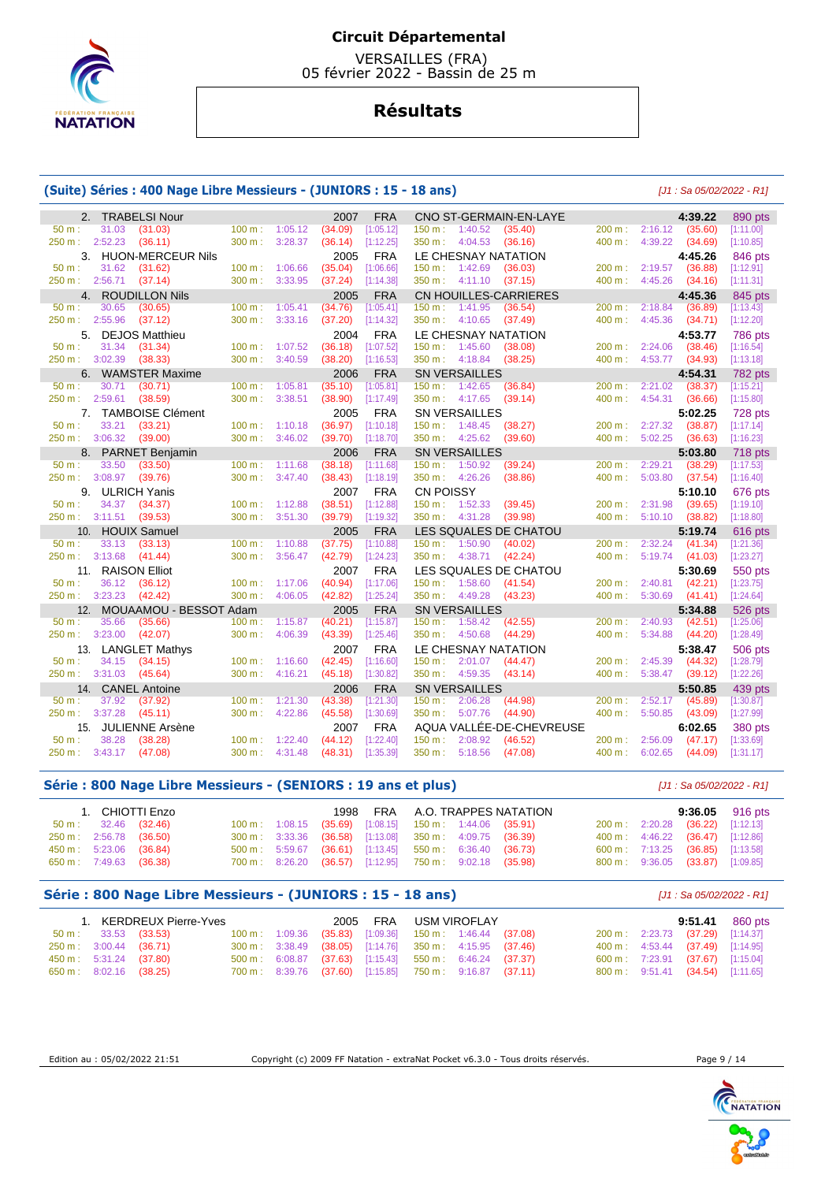# Circuit Départemental

VERSAILLES (FRA)
05 février 2022 - Bassin de 25 m

## Résultats

### (Suite) Séries : 400 Nage Libre Messieurs - (JUNIORS : 15 - 18 ans)

*[J1 : Sa 05/02/2022 - R1]*

| Rang | Nom | Année | Nat. | Club | Temps | Points |
|---|---|---|---|---|---|---|
| 2. | TRABELSI Nour | 2007 | FRA | CNO ST-GERMAIN-EN-LAYE | 4:39.22 | 890 pts |
| | 50 m : 31.03 (31.03) / 100 m : 1:05.12 (34.09) [1:05.12] / 150 m : 1:40.52 (35.40) / 200 m : 2:16.12 (35.60) [1:11.00] / 250 m : 2:52.23 (36.11) / 300 m : 3:28.37 (36.14) [1:12.25] / 350 m : 4:04.53 (36.16) / 400 m : 4:39.22 (34.69) [1:10.85] | | | | | |
| 3. | HUON-MERCEUR Nils | 2005 | FRA | LE CHESNAY NATATION | 4:45.26 | 846 pts |
| | 50 m : 31.62 (31.62) / 100 m : 1:06.66 (35.04) [1:06.66] / 150 m : 1:42.69 (36.03) / 200 m : 2:19.57 (36.88) [1:12.91] / 250 m : 2:56.71 (37.14) / 300 m : 3:33.95 (37.24) [1:14.38] / 350 m : 4:11.10 (37.15) / 400 m : 4:45.26 (34.16) [1:11.31] | | | | | |
| 4. | ROUDILLON Nils | 2005 | FRA | CN HOUILLES-CARRIERES | 4:45.36 | 845 pts |
| | 50 m : 30.65 (30.65) / 100 m : 1:05.41 (34.76) [1:05.41] / 150 m : 1:41.95 (36.54) / 200 m : 2:18.84 (36.89) [1:13.43] / 250 m : 2:55.96 (37.12) / 300 m : 3:33.16 (37.20) [1:14.32] / 350 m : 4:10.65 (37.49) / 400 m : 4:45.36 (34.71) [1:12.20] | | | | | |
| 5. | DEJOS Matthieu | 2004 | FRA | LE CHESNAY NATATION | 4:53.77 | 786 pts |
| | 50 m : 31.34 (31.34) / 100 m : 1:07.52 (36.18) [1:07.52] / 150 m : 1:45.60 (38.08) / 200 m : 2:24.06 (38.46) [1:16.54] / 250 m : 3:02.39 (38.33) / 300 m : 3:40.59 (38.20) [1:16.53] / 350 m : 4:18.84 (38.25) / 400 m : 4:53.77 (34.93) [1:13.18] | | | | | |
| 6. | WAMSTER Maxime | 2006 | FRA | SN VERSAILLES | 4:54.31 | 782 pts |
| | 50 m : 30.71 (30.71) / 100 m : 1:05.81 (35.10) [1:05.81] / 150 m : 1:42.65 (36.84) / 200 m : 2:21.02 (38.37) [1:15.21] / 250 m : 2:59.61 (38.59) / 300 m : 3:38.51 (38.90) [1:17.49] / 350 m : 4:17.65 (39.14) / 400 m : 4:54.31 (36.66) [1:15.80] | | | | | |
| 7. | TAMBOISE Clément | 2005 | FRA | SN VERSAILLES | 5:02.25 | 728 pts |
| | 50 m : 33.21 (33.21) / 100 m : 1:10.18 (36.97) [1:10.18] / 150 m : 1:48.45 (38.27) / 200 m : 2:27.32 (38.87) [1:17.14] / 250 m : 3:06.32 (39.00) / 300 m : 3:46.02 (39.70) [1:18.70] / 350 m : 4:25.62 (39.60) / 400 m : 5:02.25 (36.63) [1:16.23] | | | | | |
| 8. | PARNET Benjamin | 2006 | FRA | SN VERSAILLES | 5:03.80 | 718 pts |
| | 50 m : 33.50 (33.50) / 100 m : 1:11.68 (38.18) [1:11.68] / 150 m : 1:50.92 (39.24) / 200 m : 2:29.21 (38.29) [1:17.53] / 250 m : 3:08.97 (39.76) / 300 m : 3:47.40 (38.43) [1:18.19] / 350 m : 4:26.26 (38.86) / 400 m : 5:03.80 (37.54) [1:16.40] | | | | | |
| 9. | ULRICH Yanis | 2007 | FRA | CN POISSY | 5:10.10 | 676 pts |
| | 50 m : 34.37 (34.37) / 100 m : 1:12.88 (38.51) [1:12.88] / 150 m : 1:52.33 (39.45) / 200 m : 2:31.98 (39.65) [1:19.10] / 250 m : 3:11.51 (39.53) / 300 m : 3:51.30 (39.79) [1:19.32] / 350 m : 4:31.28 (39.98) / 400 m : 5:10.10 (38.82) [1:18.80] | | | | | |
| 10. | HOUIX Samuel | 2005 | FRA | LES SQUALES DE CHATOU | 5:19.74 | 616 pts |
| | 50 m : 33.13 (33.13) / 100 m : 1:10.88 (37.75) [1:10.88] / 150 m : 1:50.90 (40.02) / 200 m : 2:32.24 (41.34) [1:21.36] / 250 m : 3:13.68 (41.44) / 300 m : 3:56.47 (42.79) [1:24.23] / 350 m : 4:38.71 (42.24) / 400 m : 5:19.74 (41.03) [1:23.27] | | | | | |
| 11. | RAISON Elliot | 2007 | FRA | LES SQUALES DE CHATOU | 5:30.69 | 550 pts |
| | 50 m : 36.12 (36.12) / 100 m : 1:17.06 (40.94) [1:17.06] / 150 m : 1:58.60 (41.54) / 200 m : 2:40.81 (42.21) [1:23.75] / 250 m : 3:23.23 (42.42) / 300 m : 4:06.05 (42.82) [1:25.24] / 350 m : 4:49.28 (43.23) / 400 m : 5:30.69 (41.41) [1:24.64] | | | | | |
| 12. | MOUAAMOU - BESSOT Adam | 2005 | FRA | SN VERSAILLES | 5:34.88 | 526 pts |
| | 50 m : 35.66 (35.66) / 100 m : 1:15.87 (40.21) [1:15.87] / 150 m : 1:58.42 (42.55) / 200 m : 2:40.93 (42.51) [1:25.06] / 250 m : 3:23.00 (42.07) / 300 m : 4:06.39 (43.39) [1:25.46] / 350 m : 4:50.68 (44.29) / 400 m : 5:34.88 (44.20) [1:28.49] | | | | | |
| 13. | LANGLET Mathys | 2007 | FRA | LE CHESNAY NATATION | 5:38.47 | 506 pts |
| | 50 m : 34.15 (34.15) / 100 m : 1:16.60 (42.45) [1:16.60] / 150 m : 2:01.07 (44.47) / 200 m : 2:45.39 (44.32) [1:28.79] / 250 m : 3:31.03 (45.64) / 300 m : 4:16.21 (45.18) [1:30.82] / 350 m : 4:59.35 (43.14) / 400 m : 5:38.47 (39.12) [1:22.26] | | | | | |
| 14. | CANEL Antoine | 2006 | FRA | SN VERSAILLES | 5:50.85 | 439 pts |
| | 50 m : 37.92 (37.92) / 100 m : 1:21.30 (43.38) [1:21.30] / 150 m : 2:06.28 (44.98) / 200 m : 2:52.17 (45.89) [1:30.87] / 250 m : 3:37.28 (45.11) / 300 m : 4:22.86 (45.58) [1:30.69] / 350 m : 5:07.76 (44.90) / 400 m : 5:50.85 (43.09) [1:27.99] | | | | | |
| 15. | JULIENNE Arsène | 2007 | FRA | AQUA VALLÉE-DE-CHEVREUSE | 6:02.65 | 380 pts |
| | 50 m : 38.28 (38.28) / 100 m : 1:22.40 (44.12) [1:22.40] / 150 m : 2:08.92 (46.52) / 200 m : 2:56.09 (47.17) [1:33.69] / 250 m : 3:43.17 (47.08) / 300 m : 4:31.48 (48.31) [1:35.39] / 350 m : 5:18.56 (47.08) / 400 m : 6:02.65 (44.09) [1:31.17] | | | | | |

### Série : 800 Nage Libre Messieurs - (SENIORS : 19 ans et plus)

*[J1 : Sa 05/02/2022 - R1]*

| Rang | Nom | Année | Nat. | Club | Temps | Points |
|---|---|---|---|---|---|---|
| 1. | CHIOTTI Enzo | 1998 | FRA | A.O. TRAPPES NATATION | 9:36.05 | 916 pts |
| | 50 m : 32.46 (32.46) / 100 m : 1:08.15 (35.69) [1:08.15] / 150 m : 1:44.06 (35.91) / 200 m : 2:20.28 (36.22) [1:12.13] / 250 m : 2:56.78 (36.50) / 300 m : 3:33.36 (36.58) [1:13.08] / 350 m : 4:09.75 (36.39) / 400 m : 4:46.22 (36.47) [1:12.86] / 450 m : 5:23.06 (36.84) / 500 m : 5:59.67 (36.61) [1:13.45] / 550 m : 6:36.40 (36.73) / 600 m : 7:13.25 (36.85) [1:13.58] / 650 m : 7:49.63 (36.38) / 700 m : 8:26.20 (36.57) [1:12.95] / 750 m : 9:02.18 (35.98) / 800 m : 9:36.05 (33.87) [1:09.85] | | | | | |

### Série : 800 Nage Libre Messieurs - (JUNIORS : 15 - 18 ans)

*[J1 : Sa 05/02/2022 - R1]*

| Rang | Nom | Année | Nat. | Club | Temps | Points |
|---|---|---|---|---|---|---|
| 1. | KERDREUX Pierre-Yves | 2005 | FRA | USM VIROFLAY | 9:51.41 | 860 pts |
| | 50 m : 33.53 (33.53) / 100 m : 1:09.36 (35.83) [1:09.36] / 150 m : 1:46.44 (37.08) / 200 m : 2:23.73 (37.29) [1:14.37] / 250 m : 3:00.44 (36.71) / 300 m : 3:38.49 (38.05) [1:14.76] / 350 m : 4:15.95 (37.46) / 400 m : 4:53.44 (37.49) [1:14.95] / 450 m : 5:31.24 (37.80) / 500 m : 6:08.87 (37.63) [1:15.43] / 550 m : 6:46.24 (37.37) / 600 m : 7:23.91 (37.67) [1:15.04] / 650 m : 8:02.16 (38.25) / 700 m : 8:39.76 (37.60) [1:15.85] / 750 m : 9:16.87 (37.11) / 800 m : 9:51.41 (34.54) [1:11.65] | | | | | |

Edition au : 05/02/2022 21:51 — Copyright (c) 2009 FF Natation - extraNat Pocket v6.3.0 - Tous droits réservés.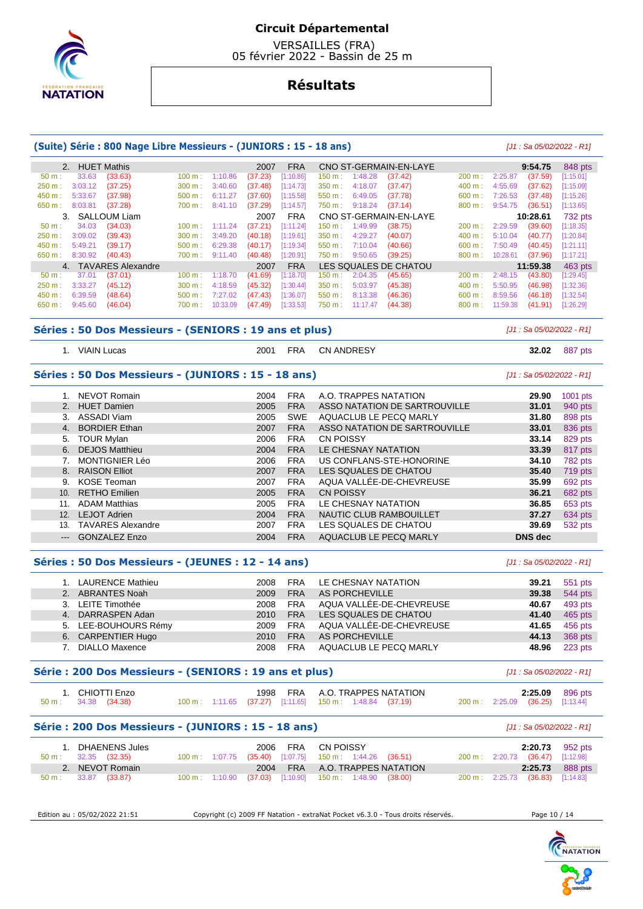# Circuit Départemental

VERSAILLES (FRA)
05 février 2022 - Bassin de 25 m

## Résultats

### (Suite) Série : 800 Nage Libre Messieurs - (JUNIORS : 15 - 18 ans)

*[J1 : Sa 05/02/2022 - R1]*

| Rang | Nom | Année | Nat. | Club | Temps | Points |
|---|---|---|---|---|---|---|
| 2. | HUET Mathis | 2007 | FRA | CNO ST-GERMAIN-EN-LAYE | 9:54.75 | 848 pts |
| 3. | SALLOUM Liam | 2007 | FRA | CNO ST-GERMAIN-EN-LAYE | 10:28.61 | 732 pts |
| 4. | TAVARES Alexandre | 2007 | FRA | LES SQUALES DE CHATOU | 11:59.38 | 463 pts |

**HUET Mathis**

| Distance | Temps | Partiel | Distance | Temps | Partiel | Cumul | Distance | Temps | Partiel | Distance | Temps | Partiel | Cumul |
|---|---|---|---|---|---|---|---|---|---|---|---|---|---|
| 50 m : | 33.63 | (33.63) | 100 m : | 1:10.86 | (37.23) | [1:10.86] | 150 m : | 1:48.28 | (37.42) | 200 m : | 2:25.87 | (37.59) | [1:15.01] |
| 250 m : | 3:03.12 | (37.25) | 300 m : | 3:40.60 | (37.48) | [1:14.73] | 350 m : | 4:18.07 | (37.47) | 400 m : | 4:55.69 | (37.62) | [1:15.09] |
| 450 m : | 5:33.67 | (37.98) | 500 m : | 6:11.27 | (37.60) | [1:15.58] | 550 m : | 6:49.05 | (37.78) | 600 m : | 7:26.53 | (37.48) | [1:15.26] |
| 650 m : | 8:03.81 | (37.28) | 700 m : | 8:41.10 | (37.29) | [1:14.57] | 750 m : | 9:18.24 | (37.14) | 800 m : | 9:54.75 | (36.51) | [1:13.65] |

**SALLOUM Liam**

| Distance | Temps | Partiel | Distance | Temps | Partiel | Cumul | Distance | Temps | Partiel | Distance | Temps | Partiel | Cumul |
|---|---|---|---|---|---|---|---|---|---|---|---|---|---|
| 50 m : | 34.03 | (34.03) | 100 m : | 1:11.24 | (37.21) | [1:11.24] | 150 m : | 1:49.99 | (38.75) | 200 m : | 2:29.59 | (39.60) | [1:18.35] |
| 250 m : | 3:09.02 | (39.43) | 300 m : | 3:49.20 | (40.18) | [1:19.61] | 350 m : | 4:29.27 | (40.07) | 400 m : | 5:10.04 | (40.77) | [1:20.84] |
| 450 m : | 5:49.21 | (39.17) | 500 m : | 6:29.38 | (40.17) | [1:19.34] | 550 m : | 7:10.04 | (40.66) | 600 m : | 7:50.49 | (40.45) | [1:21.11] |
| 650 m : | 8:30.92 | (40.43) | 700 m : | 9:11.40 | (40.48) | [1:20.91] | 750 m : | 9:50.65 | (39.25) | 800 m : | 10:28.61 | (37.96) | [1:17.21] |

**TAVARES Alexandre**

| Distance | Temps | Partiel | Distance | Temps | Partiel | Cumul | Distance | Temps | Partiel | Distance | Temps | Partiel | Cumul |
|---|---|---|---|---|---|---|---|---|---|---|---|---|---|
| 50 m : | 37.01 | (37.01) | 100 m : | 1:18.70 | (41.69) | [1:18.70] | 150 m : | 2:04.35 | (45.65) | 200 m : | 2:48.15 | (43.80) | [1:29.45] |
| 250 m : | 3:33.27 | (45.12) | 300 m : | 4:18.59 | (45.32) | [1:30.44] | 350 m : | 5:03.97 | (45.38) | 400 m : | 5:50.95 | (46.98) | [1:32.36] |
| 450 m : | 6:39.59 | (48.64) | 500 m : | 7:27.02 | (47.43) | [1:36.07] | 550 m : | 8:13.38 | (46.36) | 600 m : | 8:59.56 | (46.18) | [1:32.54] |
| 650 m : | 9:45.60 | (46.04) | 700 m : | 10:33.09 | (47.49) | [1:33.53] | 750 m : | 11:17.47 | (44.38) | 800 m : | 11:59.38 | (41.91) | [1:26.29] |

### Séries : 50 Dos Messieurs - (SENIORS : 19 ans et plus)

*[J1 : Sa 05/02/2022 - R1]*

| Rang | Nom | Année | Nat. | Club | Temps | Points |
|---|---|---|---|---|---|---|
| 1. | VIAIN Lucas | 2001 | FRA | CN ANDRESY | 32.02 | 887 pts |

### Séries : 50 Dos Messieurs - (JUNIORS : 15 - 18 ans)

*[J1 : Sa 05/02/2022 - R1]*

| Rang | Nom | Année | Nat. | Club | Temps | Points |
|---|---|---|---|---|---|---|
| 1. | NEVOT Romain | 2004 | FRA | A.O. TRAPPES NATATION | 29.90 | 1001 pts |
| 2. | HUET Damien | 2005 | FRA | ASSO NATATION DE SARTROUVILLE | 31.01 | 940 pts |
| 3. | ASSADI Viam | 2005 | SWE | AQUACLUB LE PECQ MARLY | 31.80 | 898 pts |
| 4. | BORDIER Ethan | 2007 | FRA | ASSO NATATION DE SARTROUVILLE | 33.01 | 836 pts |
| 5. | TOUR Mylan | 2006 | FRA | CN POISSY | 33.14 | 829 pts |
| 6. | DEJOS Matthieu | 2004 | FRA | LE CHESNAY NATATION | 33.39 | 817 pts |
| 7. | MONTIGNIER Léo | 2006 | FRA | US CONFLANS-STE-HONORINE | 34.10 | 782 pts |
| 8. | RAISON Elliot | 2007 | FRA | LES SQUALES DE CHATOU | 35.40 | 719 pts |
| 9. | KOSE Teoman | 2007 | FRA | AQUA VALLÉE-DE-CHEVREUSE | 35.99 | 692 pts |
| 10. | RETHO Emilien | 2005 | FRA | CN POISSY | 36.21 | 682 pts |
| 11. | ADAM Matthias | 2005 | FRA | LE CHESNAY NATATION | 36.85 | 653 pts |
| 12. | LEJOT Adrien | 2004 | FRA | NAUTIC CLUB RAMBOUILLET | 37.27 | 634 pts |
| 13. | TAVARES Alexandre | 2007 | FRA | LES SQUALES DE CHATOU | 39.69 | 532 pts |
| --- | GONZALEZ Enzo | 2004 | FRA | AQUACLUB LE PECQ MARLY | DNS dec | |

### Séries : 50 Dos Messieurs - (JEUNES : 12 - 14 ans)

*[J1 : Sa 05/02/2022 - R1]*

| Rang | Nom | Année | Nat. | Club | Temps | Points |
|---|---|---|---|---|---|---|
| 1. | LAURENCE Mathieu | 2008 | FRA | LE CHESNAY NATATION | 39.21 | 551 pts |
| 2. | ABRANTES Noah | 2009 | FRA | AS PORCHEVILLE | 39.38 | 544 pts |
| 3. | LEITE Timothée | 2008 | FRA | AQUA VALLÉE-DE-CHEVREUSE | 40.67 | 493 pts |
| 4. | DARRASPEN Adan | 2010 | FRA | LES SQUALES DE CHATOU | 41.40 | 465 pts |
| 5. | LEE-BOUHOURS Rémy | 2009 | FRA | AQUA VALLÉE-DE-CHEVREUSE | 41.65 | 456 pts |
| 6. | CARPENTIER Hugo | 2010 | FRA | AS PORCHEVILLE | 44.13 | 368 pts |
| 7. | DIALLO Maxence | 2008 | FRA | AQUACLUB LE PECQ MARLY | 48.96 | 223 pts |

### Série : 200 Dos Messieurs - (SENIORS : 19 ans et plus)

*[J1 : Sa 05/02/2022 - R1]*

| Rang | Nom | Année | Nat. | Club | Temps | Points |
|---|---|---|---|---|---|---|
| 1. | CHIOTTI Enzo | 1998 | FRA | A.O. TRAPPES NATATION | 2:25.09 | 896 pts |

| Distance | Temps | Partiel | Distance | Temps | Partiel | Cumul | Distance | Temps | Partiel | Distance | Temps | Partiel | Cumul |
|---|---|---|---|---|---|---|---|---|---|---|---|---|---|
| 50 m : | 34.38 | (34.38) | 100 m : | 1:11.65 | (37.27) | [1:11.65] | 150 m : | 1:48.84 | (37.19) | 200 m : | 2:25.09 | (36.25) | [1:13.44] |

### Série : 200 Dos Messieurs - (JUNIORS : 15 - 18 ans)

*[J1 : Sa 05/02/2022 - R1]*

| Rang | Nom | Année | Nat. | Club | Temps | Points |
|---|---|---|---|---|---|---|
| 1. | DHAENENS Jules | 2006 | FRA | CN POISSY | 2:20.73 | 952 pts |
| 2. | NEVOT Romain | 2004 | FRA | A.O. TRAPPES NATATION | 2:25.73 | 888 pts |

**DHAENENS Jules**

| Distance | Temps | Partiel | Distance | Temps | Partiel | Cumul | Distance | Temps | Partiel | Distance | Temps | Partiel | Cumul |
|---|---|---|---|---|---|---|---|---|---|---|---|---|---|
| 50 m : | 32.35 | (32.35) | 100 m : | 1:07.75 | (35.40) | [1:07.75] | 150 m : | 1:44.26 | (36.51) | 200 m : | 2:20.73 | (36.47) | [1:12.98] |

**NEVOT Romain**

| Distance | Temps | Partiel | Distance | Temps | Partiel | Cumul | Distance | Temps | Partiel | Distance | Temps | Partiel | Cumul |
|---|---|---|---|---|---|---|---|---|---|---|---|---|---|
| 50 m : | 33.87 | (33.87) | 100 m : | 1:10.90 | (37.03) | [1:10.90] | 150 m : | 1:48.90 | (38.00) | 200 m : | 2:25.73 | (36.83) | [1:14.83] |

Edition au : 05/02/2022 21:51 — Copyright (c) 2009 FF Natation - extraNat Pocket v6.3.0 - Tous droits réservés.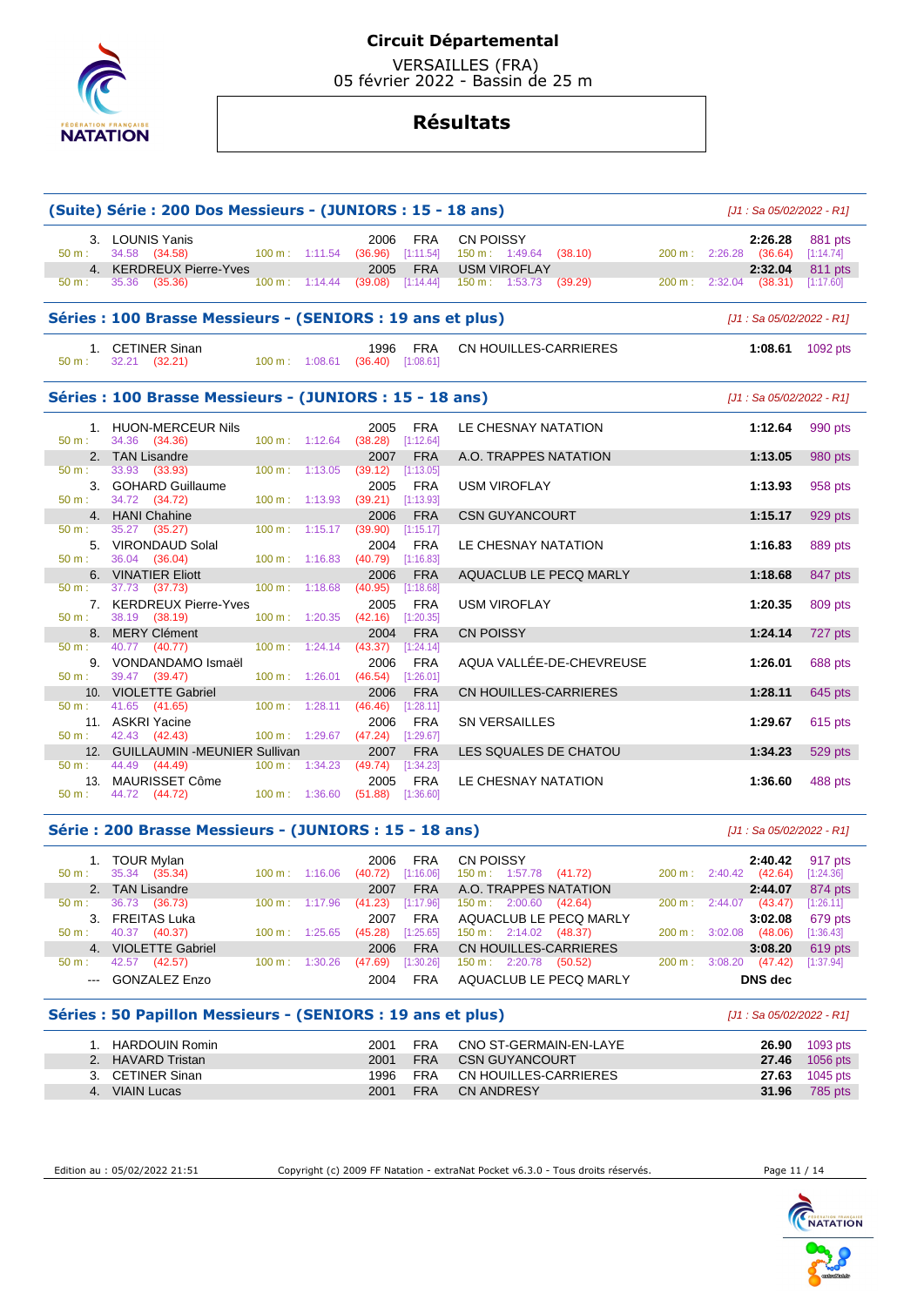# Circuit Départemental

VERSAILLES (FRA)
05 février 2022 - Bassin de 25 m

## Résultats

### (Suite) Série : 200 Dos Messieurs - (JUNIORS : 15 - 18 ans)

*[J1 : Sa 05/02/2022 - R1]*

| Rang | Nom | Année | Nat. | Club | Temps | Points |
|---|---|---|---|---|---|---|
| 3. | LOUNIS Yanis | 2006 | FRA | CN POISSY | 2:26.28 | 881 pts |
| | 50 m : 34.58 (34.58) | 100 m : 1:11.54 (36.96) [1:11.54] | | 150 m : 1:49.64 (38.10) | 200 m : 2:26.28 (36.64) [1:14.74] | |
| 4. | KERDREUX Pierre-Yves | 2005 | FRA | USM VIROFLAY | 2:32.04 | 811 pts |
| | 50 m : 35.36 (35.36) | 100 m : 1:14.44 (39.08) [1:14.44] | | 150 m : 1:53.73 (39.29) | 200 m : 2:32.04 (38.31) [1:17.60] | |

### Séries : 100 Brasse Messieurs - (SENIORS : 19 ans et plus)

*[J1 : Sa 05/02/2022 - R1]*

| Rang | Nom | Année | Nat. | Club | Temps | Points |
|---|---|---|---|---|---|---|
| 1. | CETINER Sinan | 1996 | FRA | CN HOUILLES-CARRIERES | 1:08.61 | 1092 pts |
| | 50 m : 32.21 (32.21) | 100 m : 1:08.61 (36.40) [1:08.61] | | | | |

### Séries : 100 Brasse Messieurs - (JUNIORS : 15 - 18 ans)

*[J1 : Sa 05/02/2022 - R1]*

| Rang | Nom | Année | Nat. | Club | Temps | Points |
|---|---|---|---|---|---|---|
| 1. | HUON-MERCEUR Nils | 2005 | FRA | LE CHESNAY NATATION | 1:12.64 | 990 pts |
| | 50 m : 34.36 (34.36) | 100 m : 1:12.64 (38.28) [1:12.64] | | | | |
| 2. | TAN Lisandre | 2007 | FRA | A.O. TRAPPES NATATION | 1:13.05 | 980 pts |
| | 50 m : 33.93 (33.93) | 100 m : 1:13.05 (39.12) [1:13.05] | | | | |
| 3. | GOHARD Guillaume | 2005 | FRA | USM VIROFLAY | 1:13.93 | 958 pts |
| | 50 m : 34.72 (34.72) | 100 m : 1:13.93 (39.21) [1:13.93] | | | | |
| 4. | HANI Chahine | 2006 | FRA | CSN GUYANCOURT | 1:15.17 | 929 pts |
| | 50 m : 35.27 (35.27) | 100 m : 1:15.17 (39.90) [1:15.17] | | | | |
| 5. | VIRONDAUD Solal | 2004 | FRA | LE CHESNAY NATATION | 1:16.83 | 889 pts |
| | 50 m : 36.04 (36.04) | 100 m : 1:16.83 (40.79) [1:16.83] | | | | |
| 6. | VINATIER Eliott | 2006 | FRA | AQUACLUB LE PECQ MARLY | 1:18.68 | 847 pts |
| | 50 m : 37.73 (37.73) | 100 m : 1:18.68 (40.95) [1:18.68] | | | | |
| 7. | KERDREUX Pierre-Yves | 2005 | FRA | USM VIROFLAY | 1:20.35 | 809 pts |
| | 50 m : 38.19 (38.19) | 100 m : 1:20.35 (42.16) [1:20.35] | | | | |
| 8. | MERY Clément | 2004 | FRA | CN POISSY | 1:24.14 | 727 pts |
| | 50 m : 40.77 (40.77) | 100 m : 1:24.14 (43.37) [1:24.14] | | | | |
| 9. | VONDANDAMO Ismaël | 2006 | FRA | AQUA VALLÉE-DE-CHEVREUSE | 1:26.01 | 688 pts |
| | 50 m : 39.47 (39.47) | 100 m : 1:26.01 (46.54) [1:26.01] | | | | |
| 10. | VIOLETTE Gabriel | 2006 | FRA | CN HOUILLES-CARRIERES | 1:28.11 | 645 pts |
| | 50 m : 41.65 (41.65) | 100 m : 1:28.11 (46.46) [1:28.11] | | | | |
| 11. | ASKRI Yacine | 2006 | FRA | SN VERSAILLES | 1:29.67 | 615 pts |
| | 50 m : 42.43 (42.43) | 100 m : 1:29.67 (47.24) [1:29.67] | | | | |
| 12. | GUILLAUMIN -MEUNIER Sullivan | 2007 | FRA | LES SQUALES DE CHATOU | 1:34.23 | 529 pts |
| | 50 m : 44.49 (44.49) | 100 m : 1:34.23 (49.74) [1:34.23] | | | | |
| 13. | MAURISSET Côme | 2005 | FRA | LE CHESNAY NATATION | 1:36.60 | 488 pts |
| | 50 m : 44.72 (44.72) | 100 m : 1:36.60 (51.88) [1:36.60] | | | | |

### Série : 200 Brasse Messieurs - (JUNIORS : 15 - 18 ans)

*[J1 : Sa 05/02/2022 - R1]*

| Rang | Nom | Année | Nat. | Club | Temps | Points |
|---|---|---|---|---|---|---|
| 1. | TOUR Mylan | 2006 | FRA | CN POISSY | 2:40.42 | 917 pts |
| | 50 m : 35.34 (35.34) | 100 m : 1:16.06 (40.72) [1:16.06] | | 150 m : 1:57.78 (41.72) | 200 m : 2:40.42 (42.64) [1:24.36] | |
| 2. | TAN Lisandre | 2007 | FRA | A.O. TRAPPES NATATION | 2:44.07 | 874 pts |
| | 50 m : 36.73 (36.73) | 100 m : 1:17.96 (41.23) [1:17.96] | | 150 m : 2:00.60 (42.64) | 200 m : 2:44.07 (43.47) [1:26.11] | |
| 3. | FREITAS Luka | 2007 | FRA | AQUACLUB LE PECQ MARLY | 3:02.08 | 679 pts |
| | 50 m : 40.37 (40.37) | 100 m : 1:25.65 (45.28) [1:25.65] | | 150 m : 2:14.02 (48.37) | 200 m : 3:02.08 (48.06) [1:36.43] | |
| 4. | VIOLETTE Gabriel | 2006 | FRA | CN HOUILLES-CARRIERES | 3:08.20 | 619 pts |
| | 50 m : 42.57 (42.57) | 100 m : 1:30.26 (47.69) [1:30.26] | | 150 m : 2:20.78 (50.52) | 200 m : 3:08.20 (47.42) [1:37.94] | |
| --- | GONZALEZ Enzo | 2004 | FRA | AQUACLUB LE PECQ MARLY | DNS dec | |

### Séries : 50 Papillon Messieurs - (SENIORS : 19 ans et plus)

*[J1 : Sa 05/02/2022 - R1]*

| Rang | Nom | Année | Nat. | Club | Temps | Points |
|---|---|---|---|---|---|---|
| 1. | HARDOUIN Romin | 2001 | FRA | CNO ST-GERMAIN-EN-LAYE | 26.90 | 1093 pts |
| 2. | HAVARD Tristan | 2001 | FRA | CSN GUYANCOURT | 27.46 | 1056 pts |
| 3. | CETINER Sinan | 1996 | FRA | CN HOUILLES-CARRIERES | 27.63 | 1045 pts |
| 4. | VIAIN Lucas | 2001 | FRA | CN ANDRESY | 31.96 | 785 pts |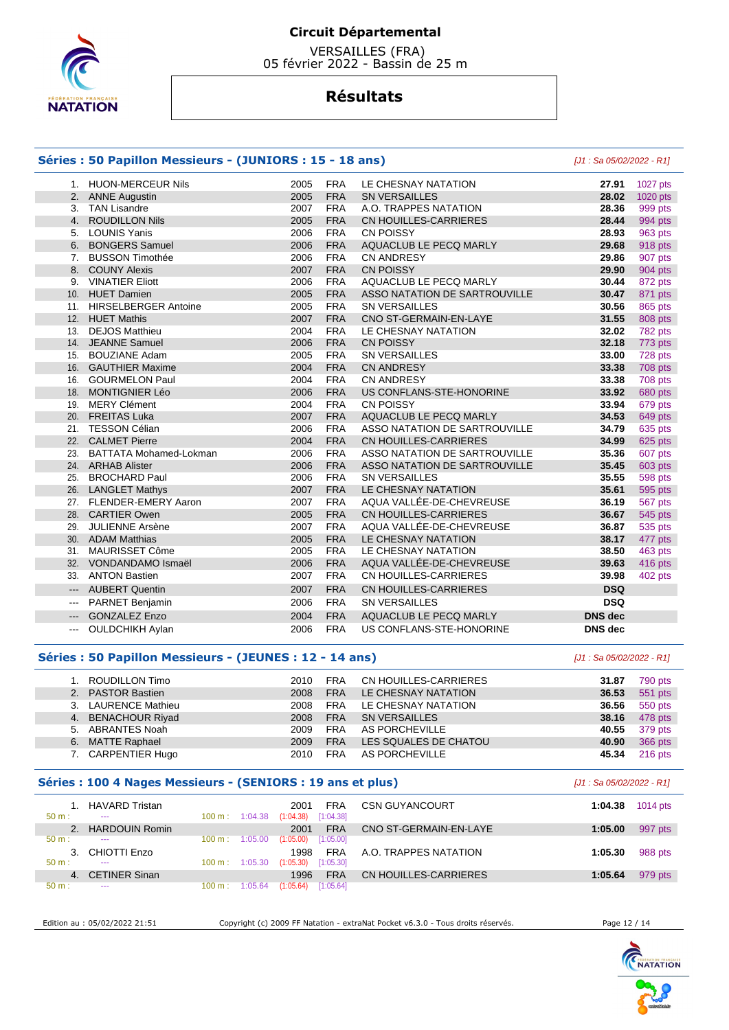# Circuit Départemental

VERSAILLES (FRA)
05 février 2022 - Bassin de 25 m

## Résultats

### Séries : 50 Papillon Messieurs - (JUNIORS : 15 - 18 ans)

*[J1 : Sa 05/02/2022 - R1]*

| | Nom | Année | Nat. | Club | Temps | Points |
|---|---|---|---|---|---|---|
| 1. | HUON-MERCEUR Nils | 2005 | FRA | LE CHESNAY NATATION | **27.91** | 1027 pts |
| 2. | ANNE Augustin | 2005 | FRA | SN VERSAILLES | **28.02** | 1020 pts |
| 3. | TAN Lisandre | 2007 | FRA | A.O. TRAPPES NATATION | **28.36** | 999 pts |
| 4. | ROUDILLON Nils | 2005 | FRA | CN HOUILLES-CARRIERES | **28.44** | 994 pts |
| 5. | LOUNIS Yanis | 2006 | FRA | CN POISSY | **28.93** | 963 pts |
| 6. | BONGERS Samuel | 2006 | FRA | AQUACLUB LE PECQ MARLY | **29.68** | 918 pts |
| 7. | BUSSON Timothée | 2006 | FRA | CN ANDRESY | **29.86** | 907 pts |
| 8. | COUNY Alexis | 2007 | FRA | CN POISSY | **29.90** | 904 pts |
| 9. | VINATIER Eliott | 2006 | FRA | AQUACLUB LE PECQ MARLY | **30.44** | 872 pts |
| 10. | HUET Damien | 2005 | FRA | ASSO NATATION DE SARTROUVILLE | **30.47** | 871 pts |
| 11. | HIRSELBERGER Antoine | 2005 | FRA | SN VERSAILLES | **30.56** | 865 pts |
| 12. | HUET Mathis | 2007 | FRA | CNO ST-GERMAIN-EN-LAYE | **31.55** | 808 pts |
| 13. | DEJOS Matthieu | 2004 | FRA | LE CHESNAY NATATION | **32.02** | 782 pts |
| 14. | JEANNE Samuel | 2006 | FRA | CN POISSY | **32.18** | 773 pts |
| 15. | BOUZIANE Adam | 2005 | FRA | SN VERSAILLES | **33.00** | 728 pts |
| 16. | GAUTHIER Maxime | 2004 | FRA | CN ANDRESY | **33.38** | 708 pts |
| 16. | GOURMELON Paul | 2004 | FRA | CN ANDRESY | **33.38** | 708 pts |
| 18. | MONTIGNIER Léo | 2006 | FRA | US CONFLANS-STE-HONORINE | **33.92** | 680 pts |
| 19. | MERY Clément | 2004 | FRA | CN POISSY | **33.94** | 679 pts |
| 20. | FREITAS Luka | 2007 | FRA | AQUACLUB LE PECQ MARLY | **34.53** | 649 pts |
| 21. | TESSON Célian | 2006 | FRA | ASSO NATATION DE SARTROUVILLE | **34.79** | 635 pts |
| 22. | CALMET Pierre | 2004 | FRA | CN HOUILLES-CARRIERES | **34.99** | 625 pts |
| 23. | BATTATA Mohamed-Lokman | 2006 | FRA | ASSO NATATION DE SARTROUVILLE | **35.36** | 607 pts |
| 24. | ARHAB Alister | 2006 | FRA | ASSO NATATION DE SARTROUVILLE | **35.45** | 603 pts |
| 25. | BROCHARD Paul | 2006 | FRA | SN VERSAILLES | **35.55** | 598 pts |
| 26. | LANGLET Mathys | 2007 | FRA | LE CHESNAY NATATION | **35.61** | 595 pts |
| 27. | FLENDER-EMERY Aaron | 2007 | FRA | AQUA VALLÉE-DE-CHEVREUSE | **36.19** | 567 pts |
| 28. | CARTIER Owen | 2005 | FRA | CN HOUILLES-CARRIERES | **36.67** | 545 pts |
| 29. | JULIENNE Arsène | 2007 | FRA | AQUA VALLÉE-DE-CHEVREUSE | **36.87** | 535 pts |
| 30. | ADAM Matthias | 2005 | FRA | LE CHESNAY NATATION | **38.17** | 477 pts |
| 31. | MAURISSET Côme | 2005 | FRA | LE CHESNAY NATATION | **38.50** | 463 pts |
| 32. | VONDANDAMO Ismaël | 2006 | FRA | AQUA VALLÉE-DE-CHEVREUSE | **39.63** | 416 pts |
| 33. | ANTON Bastien | 2007 | FRA | CN HOUILLES-CARRIERES | **39.98** | 402 pts |
| --- | AUBERT Quentin | 2007 | FRA | CN HOUILLES-CARRIERES | **DSQ** | |
| --- | PARNET Benjamin | 2006 | FRA | SN VERSAILLES | **DSQ** | |
| --- | GONZALEZ Enzo | 2004 | FRA | AQUACLUB LE PECQ MARLY | **DNS dec** | |
| --- | OULDCHIKH Aylan | 2006 | FRA | US CONFLANS-STE-HONORINE | **DNS dec** | |

### Séries : 50 Papillon Messieurs - (JEUNES : 12 - 14 ans)

*[J1 : Sa 05/02/2022 - R1]*

| | Nom | Année | Nat. | Club | Temps | Points |
|---|---|---|---|---|---|---|
| 1. | ROUDILLON Timo | 2010 | FRA | CN HOUILLES-CARRIERES | **31.87** | 790 pts |
| 2. | PASTOR Bastien | 2008 | FRA | LE CHESNAY NATATION | **36.53** | 551 pts |
| 3. | LAURENCE Mathieu | 2008 | FRA | LE CHESNAY NATATION | **36.56** | 550 pts |
| 4. | BENACHOUR Riyad | 2008 | FRA | SN VERSAILLES | **38.16** | 478 pts |
| 5. | ABRANTES Noah | 2009 | FRA | AS PORCHEVILLE | **40.55** | 379 pts |
| 6. | MATTE Raphael | 2009 | FRA | LES SQUALES DE CHATOU | **40.90** | 366 pts |
| 7. | CARPENTIER Hugo | 2010 | FRA | AS PORCHEVILLE | **45.34** | 216 pts |

### Séries : 100 4 Nages Messieurs - (SENIORS : 19 ans et plus)

*[J1 : Sa 05/02/2022 - R1]*

| | Nom | Année | Nat. | Club | Temps | Points |
|---|---|---|---|---|---|---|
| 1. | HAVARD Tristan | 2001 | FRA | CSN GUYANCOURT | **1:04.38** | 1014 pts |
| | 50 m : --- 100 m : 1:04.38 (1:04.38) [1:04.38] | | | | | |
| 2. | HARDOUIN Romin | 2001 | FRA | CNO ST-GERMAIN-EN-LAYE | **1:05.00** | 997 pts |
| | 50 m : --- 100 m : 1:05.00 (1:05.00) [1:05.00] | | | | | |
| 3. | CHIOTTI Enzo | 1998 | FRA | A.O. TRAPPES NATATION | **1:05.30** | 988 pts |
| | 50 m : --- 100 m : 1:05.30 (1:05.30) [1:05.30] | | | | | |
| 4. | CETINER Sinan | 1996 | FRA | CN HOUILLES-CARRIERES | **1:05.64** | 979 pts |
| | 50 m : --- 100 m : 1:05.64 (1:05.64) [1:05.64] | | | | | |

Edition au : 05/02/2022 21:51 — Copyright (c) 2009 FF Natation - extraNat Pocket v6.3.0 - Tous droits réservés.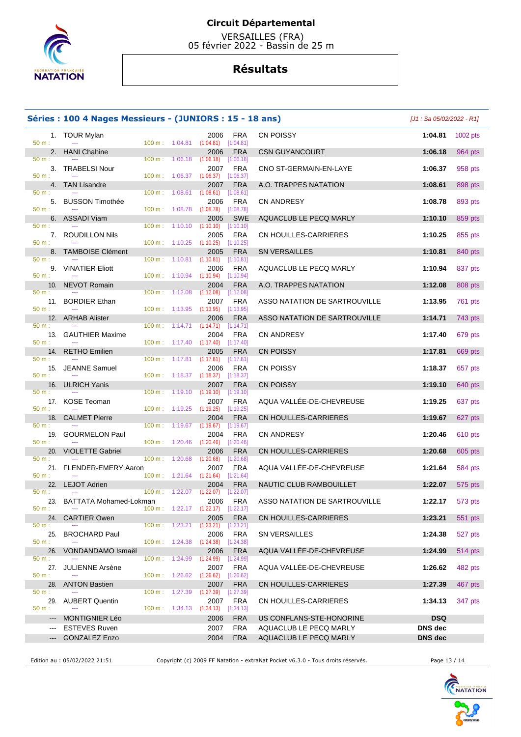# Circuit Départemental

VERSAILLES (FRA)
05 février 2022 - Bassin de 25 m

## Résultats

### Séries : 100 4 Nages Messieurs - (JUNIORS : 15 - 18 ans)

*[J1 : Sa 05/02/2022 - R1]*

| Rang | Nom | 50 m | 100 m | Année | Nat. | Club | Temps | Points |
|---|---|---|---|---|---|---|---|---|
| 1. | TOUR Mylan | --- | 1:04.81 (1:04.81) [1:04.81] | 2006 | FRA | CN POISSY | 1:04.81 | 1002 pts |
| 2. | HANI Chahine | --- | 1:06.18 (1:06.18) [1:06.18] | 2006 | FRA | CSN GUYANCOURT | 1:06.18 | 964 pts |
| 3. | TRABELSI Nour | --- | 1:06.37 (1:06.37) [1:06.37] | 2007 | FRA | CNO ST-GERMAIN-EN-LAYE | 1:06.37 | 958 pts |
| 4. | TAN Lisandre | --- | 1:08.61 (1:08.61) [1:08.61] | 2007 | FRA | A.O. TRAPPES NATATION | 1:08.61 | 898 pts |
| 5. | BUSSON Timothée | --- | 1:08.78 (1:08.78) [1:08.78] | 2006 | FRA | CN ANDRESY | 1:08.78 | 893 pts |
| 6. | ASSADI Viam | --- | 1:10.10 (1:10.10) [1:10.10] | 2005 | SWE | AQUACLUB LE PECQ MARLY | 1:10.10 | 859 pts |
| 7. | ROUDILLON Nils | --- | 1:10.25 (1:10.25) [1:10.25] | 2005 | FRA | CN HOUILLES-CARRIERES | 1:10.25 | 855 pts |
| 8. | TAMBOISE Clément | --- | 1:10.81 (1:10.81) [1:10.81] | 2005 | FRA | SN VERSAILLES | 1:10.81 | 840 pts |
| 9. | VINATIER Eliott | --- | 1:10.94 (1:10.94) [1:10.94] | 2006 | FRA | AQUACLUB LE PECQ MARLY | 1:10.94 | 837 pts |
| 10. | NEVOT Romain | --- | 1:12.08 (1:12.08) [1:12.08] | 2004 | FRA | A.O. TRAPPES NATATION | 1:12.08 | 808 pts |
| 11. | BORDIER Ethan | --- | 1:13.95 (1:13.95) [1:13.95] | 2007 | FRA | ASSO NATATION DE SARTROUVILLE | 1:13.95 | 761 pts |
| 12. | ARHAB Alister | --- | 1:14.71 (1:14.71) [1:14.71] | 2006 | FRA | ASSO NATATION DE SARTROUVILLE | 1:14.71 | 743 pts |
| 13. | GAUTHIER Maxime | --- | 1:17.40 (1:17.40) [1:17.40] | 2004 | FRA | CN ANDRESY | 1:17.40 | 679 pts |
| 14. | RETHO Emilien | --- | 1:17.81 (1:17.81) [1:17.81] | 2005 | FRA | CN POISSY | 1:17.81 | 669 pts |
| 15. | JEANNE Samuel | --- | 1:18.37 (1:18.37) [1:18.37] | 2006 | FRA | CN POISSY | 1:18.37 | 657 pts |
| 16. | ULRICH Yanis | --- | 1:19.10 (1:19.10) [1:19.10] | 2007 | FRA | CN POISSY | 1:19.10 | 640 pts |
| 17. | KOSE Teoman | --- | 1:19.25 (1:19.25) [1:19.25] | 2007 | FRA | AQUA VALLÉE-DE-CHEVREUSE | 1:19.25 | 637 pts |
| 18. | CALMET Pierre | --- | 1:19.67 (1:19.67) [1:19.67] | 2004 | FRA | CN HOUILLES-CARRIERES | 1:19.67 | 627 pts |
| 19. | GOURMELON Paul | --- | 1:20.46 (1:20.46) [1:20.46] | 2004 | FRA | CN ANDRESY | 1:20.46 | 610 pts |
| 20. | VIOLETTE Gabriel | --- | 1:20.68 (1:20.68) [1:20.68] | 2006 | FRA | CN HOUILLES-CARRIERES | 1:20.68 | 605 pts |
| 21. | FLENDER-EMERY Aaron | --- | 1:21.64 (1:21.64) [1:21.64] | 2007 | FRA | AQUA VALLÉE-DE-CHEVREUSE | 1:21.64 | 584 pts |
| 22. | LEJOT Adrien | --- | 1:22.07 (1:22.07) [1:22.07] | 2004 | FRA | NAUTIC CLUB RAMBOUILLET | 1:22.07 | 575 pts |
| 23. | BATTATA Mohamed-Lokman | --- | 1:22.17 (1:22.17) [1:22.17] | 2006 | FRA | ASSO NATATION DE SARTROUVILLE | 1:22.17 | 573 pts |
| 24. | CARTIER Owen | --- | 1:23.21 (1:23.21) [1:23.21] | 2005 | FRA | CN HOUILLES-CARRIERES | 1:23.21 | 551 pts |
| 25. | BROCHARD Paul | --- | 1:24.38 (1:24.38) [1:24.38] | 2006 | FRA | SN VERSAILLES | 1:24.38 | 527 pts |
| 26. | VONDANDAMO Ismaël | --- | 1:24.99 (1:24.99) [1:24.99] | 2006 | FRA | AQUA VALLÉE-DE-CHEVREUSE | 1:24.99 | 514 pts |
| 27. | JULIENNE Arsène | --- | 1:26.62 (1:26.62) [1:26.62] | 2007 | FRA | AQUA VALLÉE-DE-CHEVREUSE | 1:26.62 | 482 pts |
| 28. | ANTON Bastien | --- | 1:27.39 (1:27.39) [1:27.39] | 2007 | FRA | CN HOUILLES-CARRIERES | 1:27.39 | 467 pts |
| 29. | AUBERT Quentin | --- | 1:34.13 (1:34.13) [1:34.13] | 2007 | FRA | CN HOUILLES-CARRIERES | 1:34.13 | 347 pts |
| --- | MONTIGNIER Léo | | | 2006 | FRA | US CONFLANS-STE-HONORINE | DSQ | |
| --- | ESTEVES Ruven | | | 2007 | FRA | AQUACLUB LE PECQ MARLY | DNS dec | |
| --- | GONZALEZ Enzo | | | 2004 | FRA | AQUACLUB LE PECQ MARLY | DNS dec | |

Edition au : 05/02/2022 21:51 — Copyright (c) 2009 FF Natation - extraNat Pocket v6.3.0 - Tous droits réservés.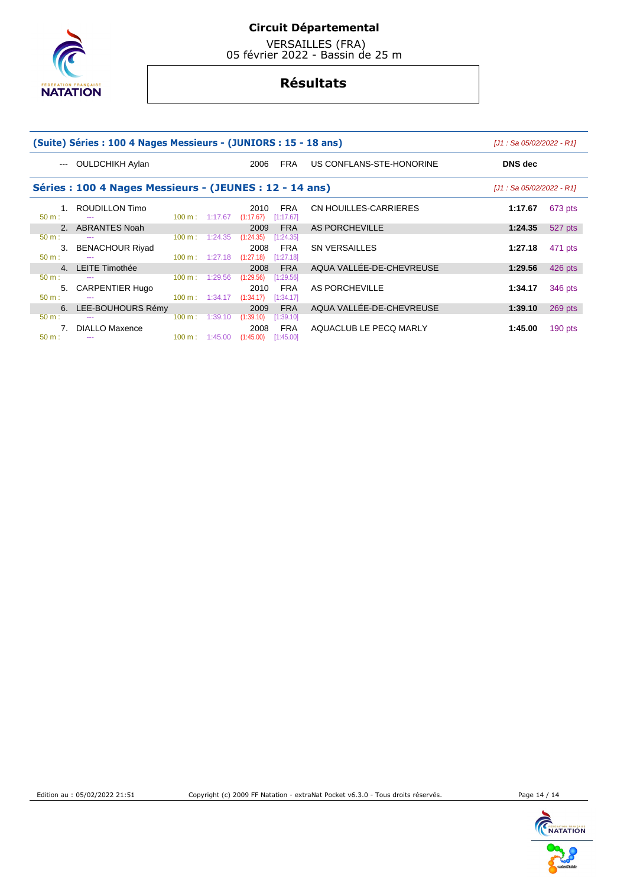# Circuit Départemental

VERSAILLES (FRA)
05 février 2022 - Bassin de 25 m

## Résultats

### (Suite) Séries : 100 4 Nages Messieurs - (JUNIORS : 15 - 18 ans)

*[J1 : Sa 05/02/2022 - R1]*

| | | | | | |
|---|---|---|---|---|---|
| --- | OULDCHIKH Aylan | 2006 | FRA | US CONFLANS-STE-HONORINE | **DNS dec** |

### Séries : 100 4 Nages Messieurs - (JEUNES : 12 - 14 ans)

*[J1 : Sa 05/02/2022 - R1]*

| Rang | Nom | Année | Nat. | Club | Temps | Points | 50 m | 100 m |
|---|---|---|---|---|---|---|---|---|
| 1. | ROUDILLON Timo | 2010 | FRA | CN HOUILLES-CARRIERES | **1:17.67** | 673 pts | --- | 1:17.67 (1:17.67) [1:17.67] |
| 2. | ABRANTES Noah | 2009 | FRA | AS PORCHEVILLE | **1:24.35** | 527 pts | --- | 1:24.35 (1:24.35) [1:24.35] |
| 3. | BENACHOUR Riyad | 2008 | FRA | SN VERSAILLES | **1:27.18** | 471 pts | --- | 1:27.18 (1:27.18) [1:27.18] |
| 4. | LEITE Timothée | 2008 | FRA | AQUA VALLÉE-DE-CHEVREUSE | **1:29.56** | 426 pts | --- | 1:29.56 (1:29.56) [1:29.56] |
| 5. | CARPENTIER Hugo | 2010 | FRA | AS PORCHEVILLE | **1:34.17** | 346 pts | --- | 1:34.17 (1:34.17) [1:34.17] |
| 6. | LEE-BOUHOURS Rémy | 2009 | FRA | AQUA VALLÉE-DE-CHEVREUSE | **1:39.10** | 269 pts | --- | 1:39.10 (1:39.10) [1:39.10] |
| 7. | DIALLO Maxence | 2008 | FRA | AQUACLUB LE PECQ MARLY | **1:45.00** | 190 pts | --- | 1:45.00 (1:45.00) [1:45.00] |

Edition au : 05/02/2022 21:51

Copyright (c) 2009 FF Natation - extraNat Pocket v6.3.0 - Tous droits réservés.